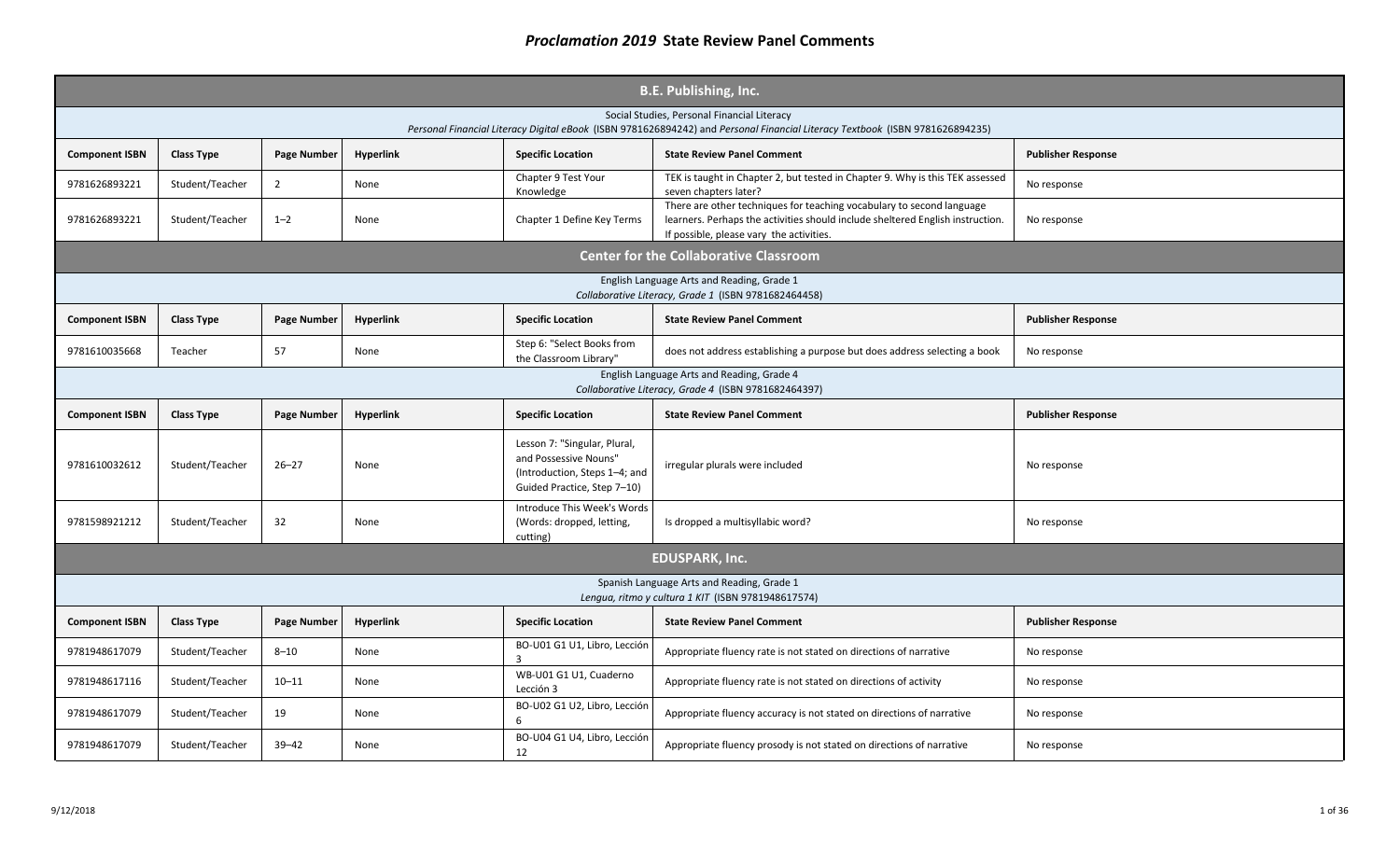# *Proclamation 2019* State Review Panel Comments

## B.E. Publishing, Inc.

Social Studies, Personal Financial Literacy
*Personal Financial Literacy Digital eBook* (ISBN 9781626894242) and *Personal Financial Literacy Textbook* (ISBN 9781626894235)

| Component ISBN | Class Type | Page Number | Hyperlink | Specific Location | State Review Panel Comment | Publisher Response |
|---|---|---|---|---|---|---|
| 9781626893221 | Student/Teacher | 2 | None | Chapter 9 Test Your Knowledge | TEK is taught in Chapter 2, but tested in Chapter 9. Why is this TEK assessed seven chapters later? | No response |
| 9781626893221 | Student/Teacher | 1–2 | None | Chapter 1 Define Key Terms | There are other techniques for teaching vocabulary to second language learners. Perhaps the activities should include sheltered English instruction. If possible, please vary the activities. | No response |

## Center for the Collaborative Classroom

English Language Arts and Reading, Grade 1
*Collaborative Literacy, Grade 1* (ISBN 9781682464458)

| Component ISBN | Class Type | Page Number | Hyperlink | Specific Location | State Review Panel Comment | Publisher Response |
|---|---|---|---|---|---|---|
| 9781610035668 | Teacher | 57 | None | Step 6: "Select Books from the Classroom Library" | does not address establishing a purpose but does address selecting a book | No response |

English Language Arts and Reading, Grade 4
*Collaborative Literacy, Grade 4* (ISBN 9781682464397)

| Component ISBN | Class Type | Page Number | Hyperlink | Specific Location | State Review Panel Comment | Publisher Response |
|---|---|---|---|---|---|---|
| 9781610032612 | Student/Teacher | 26–27 | None | Lesson 7: "Singular, Plural, and Possessive Nouns" (Introduction, Steps 1–4; and Guided Practice, Step 7–10) | irregular plurals were included | No response |
| 9781598921212 | Student/Teacher | 32 | None | Introduce This Week's Words (Words: dropped, letting, cutting) | Is dropped a multisyllabic word? | No response |

## EDUSPARK, Inc.

Spanish Language Arts and Reading, Grade 1
*Lengua, ritmo y cultura 1 KIT* (ISBN 9781948617574)

| Component ISBN | Class Type | Page Number | Hyperlink | Specific Location | State Review Panel Comment | Publisher Response |
|---|---|---|---|---|---|---|
| 9781948617079 | Student/Teacher | 8–10 | None | BO-U01 G1 U1, Libro, Lección 3 | Appropriate fluency rate is not stated on directions of narrative | No response |
| 9781948617116 | Student/Teacher | 10–11 | None | WB-U01 G1 U1, Cuaderno Lección 3 | Appropriate fluency rate is not stated on directions of activity | No response |
| 9781948617079 | Student/Teacher | 19 | None | BO-U02 G1 U2, Libro, Lección 6 | Appropriate fluency accuracy is not stated on directions of narrative | No response |
| 9781948617079 | Student/Teacher | 39–42 | None | BO-U04 G1 U4, Libro, Lección 12 | Appropriate fluency prosody is not stated on directions of narrative | No response |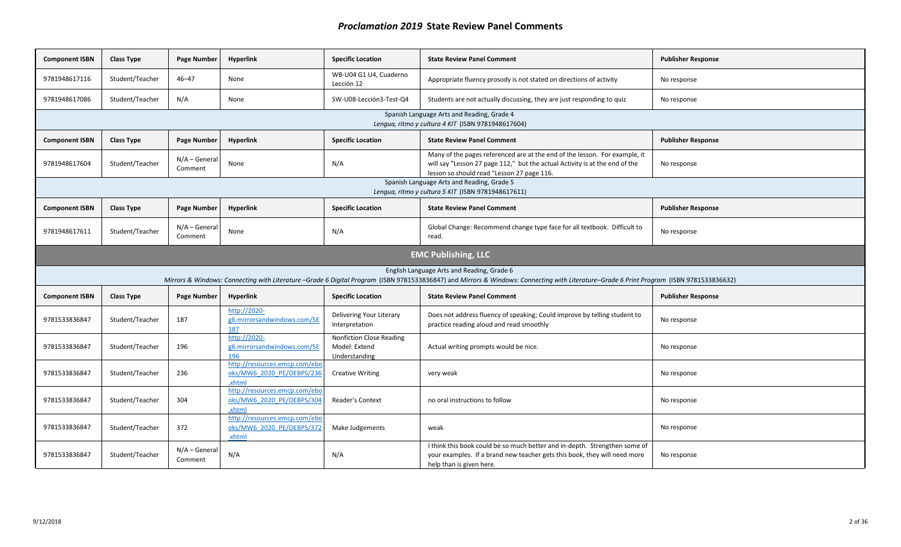# *Proclamation 2019* State Review Panel Comments

| Component ISBN | Class Type | Page Number | Hyperlink | Specific Location | State Review Panel Comment | Publisher Response |
|---|---|---|---|---|---|---|
| 9781948617116 | Student/Teacher | 46–47 | None | WB-U04 G1 U4, Cuaderno Lección 12 | Appropriate fluency prosody is not stated on directions of activity | No response |
| 9781948617086 | Student/Teacher | N/A | None | SW-U08-Lección3-Test-Q4 | Students are not actually discussing, they are just responding to quiz | No response |

Spanish Language Arts and Reading, Grade 4
*Lengua, ritmo y cultura 4 KIT* (ISBN 9781948617604)

| Component ISBN | Class Type | Page Number | Hyperlink | Specific Location | State Review Panel Comment | Publisher Response |
|---|---|---|---|---|---|---|
| 9781948617604 | Student/Teacher | N/A – General Comment | None | N/A | Many of the pages referenced are at the end of the lesson. For example, it will say "Lesson 27 page 112," but the actual Activity is at the end of the lesson so should read "Lesson 27 page 116. | No response |

Spanish Language Arts and Reading, Grade 5
*Lengua, ritmo y cultura 5 KIT* (ISBN 9781948617611)

| Component ISBN | Class Type | Page Number | Hyperlink | Specific Location | State Review Panel Comment | Publisher Response |
|---|---|---|---|---|---|---|
| 9781948617611 | Student/Teacher | N/A – General Comment | None | N/A | Global Change: Recommend change type face for all textbook. Difficult to read. | No response |

## EMC Publishing, LLC

English Language Arts and Reading, Grade 6
*Mirrors & Windows: Connecting with Literature –Grade 6 Digital Program* (ISBN 9781533836847) and *Mirrors & Windows: Connecting with Literature–Grade 6 Print Program* (ISBN 9781533836632)

| Component ISBN | Class Type | Page Number | Hyperlink | Specific Location | State Review Panel Comment | Publisher Response |
|---|---|---|---|---|---|---|
| 9781533836847 | Student/Teacher | 187 | http://2020-g6.mirrorsandwindows.com/SE187 | Delivering Your Literary Interpretation | Does not address fluency of speaking; Could improve by telling student to practice reading aloud and read smoothly | No response |
| 9781533836847 | Student/Teacher | 196 | http://2020-g6.mirrorsandwindows.com/SE196 | Nonfiction Close Reading Model: Extend Understanding | Actual writing prompts would be nice. | No response |
| 9781533836847 | Student/Teacher | 236 | http://resources.emcp.com/ebooks/MW6_2020_PE/OEBPS/236.xhtml | Creative Writing | very weak | No response |
| 9781533836847 | Student/Teacher | 304 | http://resources.emcp.com/ebooks/MW6_2020_PE/OEBPS/304.xhtml | Reader's Context | no oral instructions to follow | No response |
| 9781533836847 | Student/Teacher | 372 | http://resources.emcp.com/ebooks/MW6_2020_PE/OEBPS/372.xhtml | Make Judgements | weak | No response |
| 9781533836847 | Student/Teacher | N/A – General Comment | N/A | N/A | I think this book could be so much better and in-depth. Strengthen some of your examples. If a brand new teacher gets this book, they will need more help than is given here. | No response |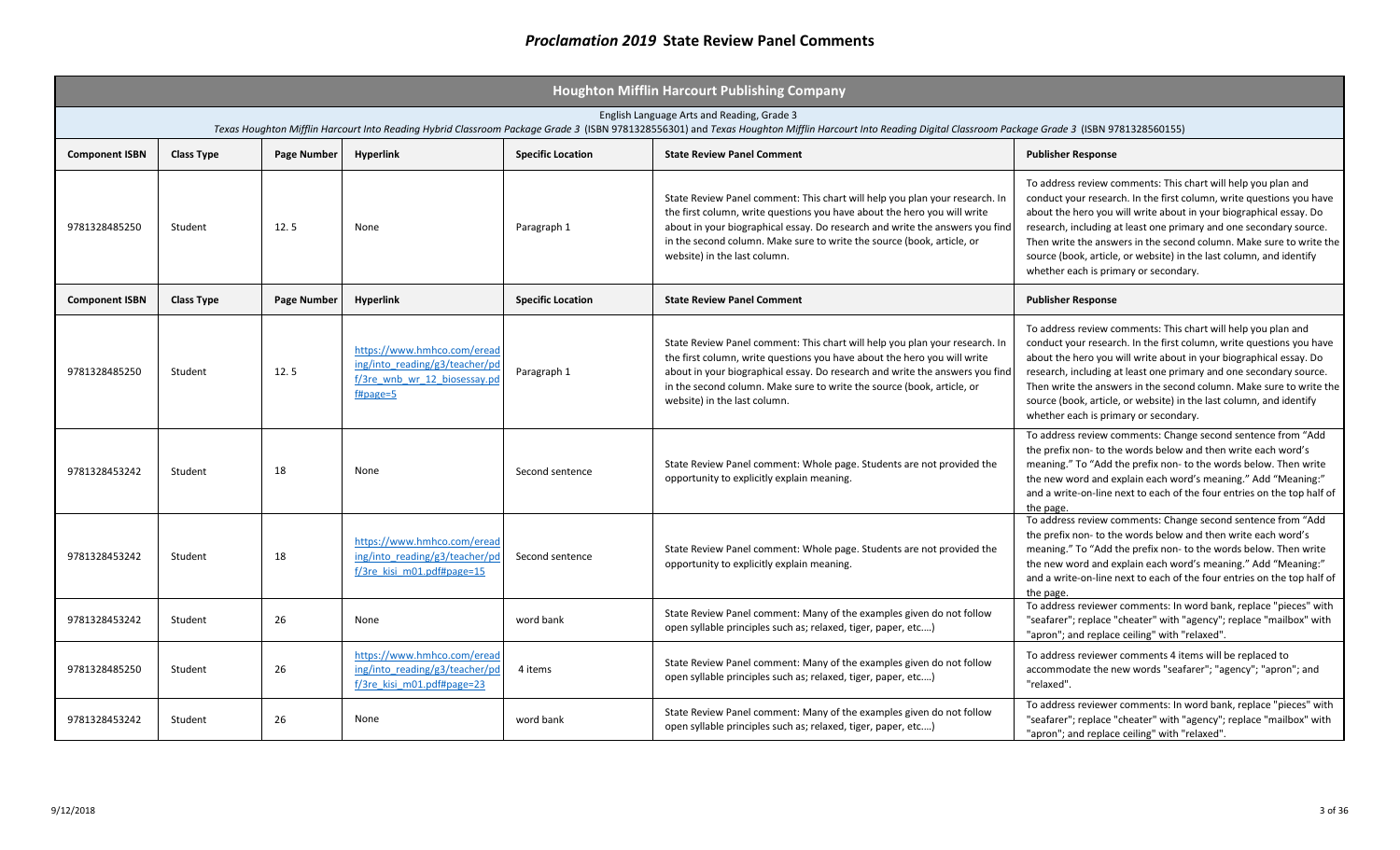# *Proclamation 2019* State Review Panel Comments

| Houghton Mifflin Harcourt Publishing Company | | | | | | |
|---|---|---|---|---|---|---|
| English Language Arts and Reading, Grade 3<br>*Texas Houghton Mifflin Harcourt Into Reading Hybrid Classroom Package Grade 3* (ISBN 9781328556301) and *Texas Houghton Mifflin Harcourt Into Reading Digital Classroom Package Grade 3* (ISBN 9781328560155) | | | | | | |
| **Component ISBN** | **Class Type** | **Page Number** | **Hyperlink** | **Specific Location** | **State Review Panel Comment** | **Publisher Response** |
| 9781328485250 | Student | 12. 5 | None | Paragraph 1 | State Review Panel comment: This chart will help you plan your research. In the first column, write questions you have about the hero you will write about in your biographical essay. Do research and write the answers you find in the second column. Make sure to write the source (book, article, or website) in the last column. | To address review comments: This chart will help you plan and conduct your research. In the first column, write questions you have about the hero you will write about in your biographical essay. Do research, including at least one primary and one secondary source. Then write the answers in the second column. Make sure to write the source (book, article, or website) in the last column, and identify whether each is primary or secondary. |
| **Component ISBN** | **Class Type** | **Page Number** | **Hyperlink** | **Specific Location** | **State Review Panel Comment** | **Publisher Response** |
| 9781328485250 | Student | 12. 5 | https://www.hmhco.com/eread ing/into_reading/g3/teacher/pd f/3re_wnb_wr_12_biosessay.pd f#page=5 | Paragraph 1 | State Review Panel comment: This chart will help you plan your research. In the first column, write questions you have about the hero you will write about in your biographical essay. Do research and write the answers you find in the second column. Make sure to write the source (book, article, or website) in the last column. | To address review comments: This chart will help you plan and conduct your research. In the first column, write questions you have about the hero you will write about in your biographical essay. Do research, including at least one primary and one secondary source. Then write the answers in the second column. Make sure to write the source (book, article, or website) in the last column, and identify whether each is primary or secondary. |
| 9781328453242 | Student | 18 | None | Second sentence | State Review Panel comment: Whole page. Students are not provided the opportunity to explicitly explain meaning. | To address review comments: Change second sentence from "Add the prefix non- to the words below and then write each word's meaning." To "Add the prefix non- to the words below. Then write the new word and explain each word's meaning." Add "Meaning:" and a write-on-line next to each of the four entries on the top half of the page. |
| 9781328453242 | Student | 18 | https://www.hmhco.com/eread ing/into_reading/g3/teacher/pd f/3re_kisi_m01.pdf#page=15 | Second sentence | State Review Panel comment: Whole page. Students are not provided the opportunity to explicitly explain meaning. | To address review comments: Change second sentence from "Add the prefix non- to the words below and then write each word's meaning." To "Add the prefix non- to the words below. Then write the new word and explain each word's meaning." Add "Meaning:" and a write-on-line next to each of the four entries on the top half of the page. |
| 9781328453242 | Student | 26 | None | word bank | State Review Panel comment: Many of the examples given do not follow open syllable principles such as; relaxed, tiger, paper, etc….) | To address reviewer comments: In word bank, replace "pieces" with "seafarer"; replace "cheater" with "agency"; replace "mailbox" with "apron"; and replace ceiling" with "relaxed". |
| 9781328485250 | Student | 26 | https://www.hmhco.com/eread ing/into_reading/g3/teacher/pd f/3re_kisi_m01.pdf#page=23 | 4 items | State Review Panel comment: Many of the examples given do not follow open syllable principles such as; relaxed, tiger, paper, etc….) | To address reviewer comments 4 items will be replaced to accommodate the new words "seafarer"; "agency"; "apron"; and "relaxed". |
| 9781328453242 | Student | 26 | None | word bank | State Review Panel comment: Many of the examples given do not follow open syllable principles such as; relaxed, tiger, paper, etc….) | To address reviewer comments: In word bank, replace "pieces" with "seafarer"; replace "cheater" with "agency"; replace "mailbox" with "apron"; and replace ceiling" with "relaxed". |

9/12/2018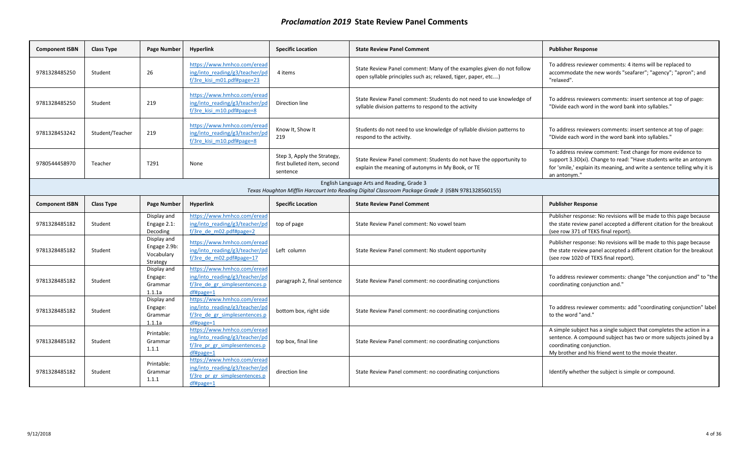# *Proclamation 2019* State Review Panel Comments

| Component ISBN | Class Type | Page Number | Hyperlink | Specific Location | State Review Panel Comment | Publisher Response |
|---|---|---|---|---|---|---|
| 9781328485250 | Student | 26 | https://www.hmhco.com/ereading/into_reading/g3/teacher/pdf/3re_kisi_m01.pdf#page=23 | 4 items | State Review Panel comment: Many of the examples given do not follow open syllable principles such as; relaxed, tiger, paper, etc….) | To address reviewer comments: 4 items will be replaced to accommodate the new words "seafarer"; "agency"; "apron"; and "relaxed". |
| 9781328485250 | Student | 219 | https://www.hmhco.com/ereading/into_reading/g3/teacher/pdf/3re_kisi_m10.pdf#page=8 | Direction line | State Review Panel comment: Students do not need to use knowledge of syllable division patterns to respond to the activity | To address reviewers comments: insert sentence at top of page: "Divide each word in the word bank into syllables." |
| 9781328453242 | Student/Teacher | 219 | https://www.hmhco.com/ereading/into_reading/g3/teacher/pdf/3re_kisi_m10.pdf#page=8 | Know It, Show It 219 | Students do not need to use knowledge of syllable division patterns to respond to the activity. | To address reviewers comments: insert sentence at top of page: "Divide each word in the word bank into syllables." |
| 9780544458970 | Teacher | T291 | None | Step 3, Apply the Strategy, first bulleted item, second sentence | State Review Panel comment: Students do not have the opportunity to explain the meaning of autonyms in My Book, or TE | To address review comment: Text change for more evidence to support 3.3D(xi). Change to read: "Have students write an antonym for 'smile,' explain its meaning, and write a sentence telling why it is an antonym." |

English Language Arts and Reading, Grade 3
*Texas Houghton Mifflin Harcourt Into Reading Digital Classroom Package Grade 3 (ISBN 9781328560155)*

| Component ISBN | Class Type | Page Number | Hyperlink | Specific Location | State Review Panel Comment | Publisher Response |
|---|---|---|---|---|---|---|
| 9781328485182 | Student | Display and Engage 2.1: Decoding | https://www.hmhco.com/ereading/into_reading/g3/teacher/pdf/3re_de_m02.pdf#page=2 | top of page | State Review Panel comment: No vowel team | Publisher response: No revisions will be made to this page because the state review panel accepted a different citation for the breakout (see row 371 of TEKS final report). |
| 9781328485182 | Student | Display and Engage 2.9b: Vocabulary Strategy | https://www.hmhco.com/ereading/into_reading/g3/teacher/pdf/3re_de_m02.pdf#page=17 | Left column | State Review Panel comment: No student opportunity | Publisher response: No revisions will be made to this page because the state review panel accepted a different citation for the breakout (see row 1020 of TEKS final report). |
| 9781328485182 | Student | Display and Engage: Grammar 1.1.1a | https://www.hmhco.com/ereading/into_reading/g3/teacher/pdf/3re_de_gr_simplesentences.pdf#page=1 | paragraph 2, final sentence | State Review Panel comment: no coordinating conjunctions | To address reviewer comments: change "the conjunction and" to "the coordinating conjunction and." |
| 9781328485182 | Student | Display and Engage: Grammar 1.1.1a | https://www.hmhco.com/ereading/into_reading/g3/teacher/pdf/3re_de_gr_simplesentences.pdf#page=1 | bottom box, right side | State Review Panel comment: no coordinating conjunctions | To address reviewer comments: add "coordinating conjunction" label to the word "and." |
| 9781328485182 | Student | Printable: Grammar 1.1.1 | https://www.hmhco.com/ereading/into_reading/g3/teacher/pdf/3re_pr_gr_simplesentences.pdf#page=1 | top box, final line | State Review Panel comment: no coordinating conjunctions | A simple subject has a single subject that completes the action in a sentence. A compound subject has two or more subjects joined by a coordinating conjunction. My brother and his friend went to the movie theater. |
| 9781328485182 | Student | Printable: Grammar 1.1.1 | https://www.hmhco.com/ereading/into_reading/g3/teacher/pdf/3re_pr_gr_simplesentences.pdf#page=1 | direction line | State Review Panel comment: no coordinating conjunctions | Identify whether the subject is simple or compound. |

9/12/2018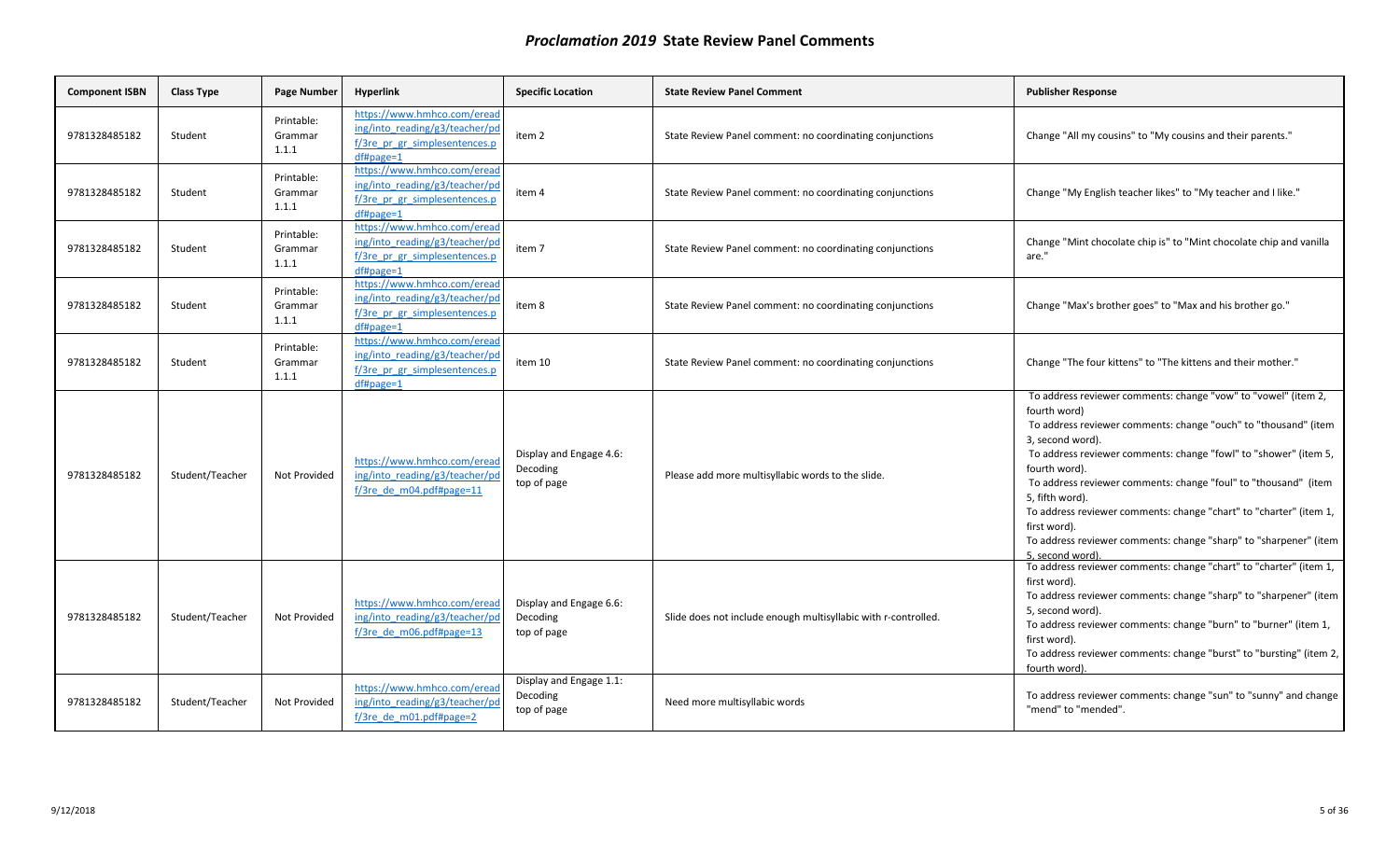# *Proclamation 2019* State Review Panel Comments

| Component ISBN | Class Type | Page Number | Hyperlink | Specific Location | State Review Panel Comment | Publisher Response |
|---|---|---|---|---|---|---|
| 9781328485182 | Student | Printable: Grammar 1.1.1 | https://www.hmhco.com/ereading/into_reading/g3/teacher/pdf/3re_pr_gr_simplesentences.pdf#page=1 | item 2 | State Review Panel comment: no coordinating conjunctions | Change "All my cousins" to "My cousins and their parents." |
| 9781328485182 | Student | Printable: Grammar 1.1.1 | https://www.hmhco.com/ereading/into_reading/g3/teacher/pdf/3re_pr_gr_simplesentences.pdf#page=1 | item 4 | State Review Panel comment: no coordinating conjunctions | Change "My English teacher likes" to "My teacher and I like." |
| 9781328485182 | Student | Printable: Grammar 1.1.1 | https://www.hmhco.com/ereading/into_reading/g3/teacher/pdf/3re_pr_gr_simplesentences.pdf#page=1 | item 7 | State Review Panel comment: no coordinating conjunctions | Change "Mint chocolate chip is" to "Mint chocolate chip and vanilla are." |
| 9781328485182 | Student | Printable: Grammar 1.1.1 | https://www.hmhco.com/ereading/into_reading/g3/teacher/pdf/3re_pr_gr_simplesentences.pdf#page=1 | item 8 | State Review Panel comment: no coordinating conjunctions | Change "Max's brother goes" to "Max and his brother go." |
| 9781328485182 | Student | Printable: Grammar 1.1.1 | https://www.hmhco.com/ereading/into_reading/g3/teacher/pdf/3re_pr_gr_simplesentences.pdf#page=1 | item 10 | State Review Panel comment: no coordinating conjunctions | Change "The four kittens" to "The kittens and their mother." |
| 9781328485182 | Student/Teacher | Not Provided | https://www.hmhco.com/ereading/into_reading/g3/teacher/pdf/3re_de_m04.pdf#page=11 | Display and Engage 4.6: Decoding top of page | Please add more multisyllabic words to the slide. | To address reviewer comments: change "vow" to "vowel" (item 2, fourth word) To address reviewer comments: change "ouch" to "thousand" (item 3, second word). To address reviewer comments: change "fowl" to "shower" (item 5, fourth word). To address reviewer comments: change "foul" to "thousand" (item 5, fifth word). To address reviewer comments: change "chart" to "charter" (item 1, first word). To address reviewer comments: change "sharp" to "sharpener" (item 5, second word). |
| 9781328485182 | Student/Teacher | Not Provided | https://www.hmhco.com/ereading/into_reading/g3/teacher/pdf/3re_de_m06.pdf#page=13 | Display and Engage 6.6: Decoding top of page | Slide does not include enough multisyllabic with r-controlled. | To address reviewer comments: change "chart" to "charter" (item 1, first word). To address reviewer comments: change "sharp" to "sharpener" (item 5, second word). To address reviewer comments: change "burn" to "burner" (item 1, first word). To address reviewer comments: change "burst" to "bursting" (item 2, fourth word). |
| 9781328485182 | Student/Teacher | Not Provided | https://www.hmhco.com/ereading/into_reading/g3/teacher/pdf/3re_de_m01.pdf#page=2 | Display and Engage 1.1: Decoding top of page | Need more multisyllabic words | To address reviewer comments: change "sun" to "sunny" and change "mend" to "mended". |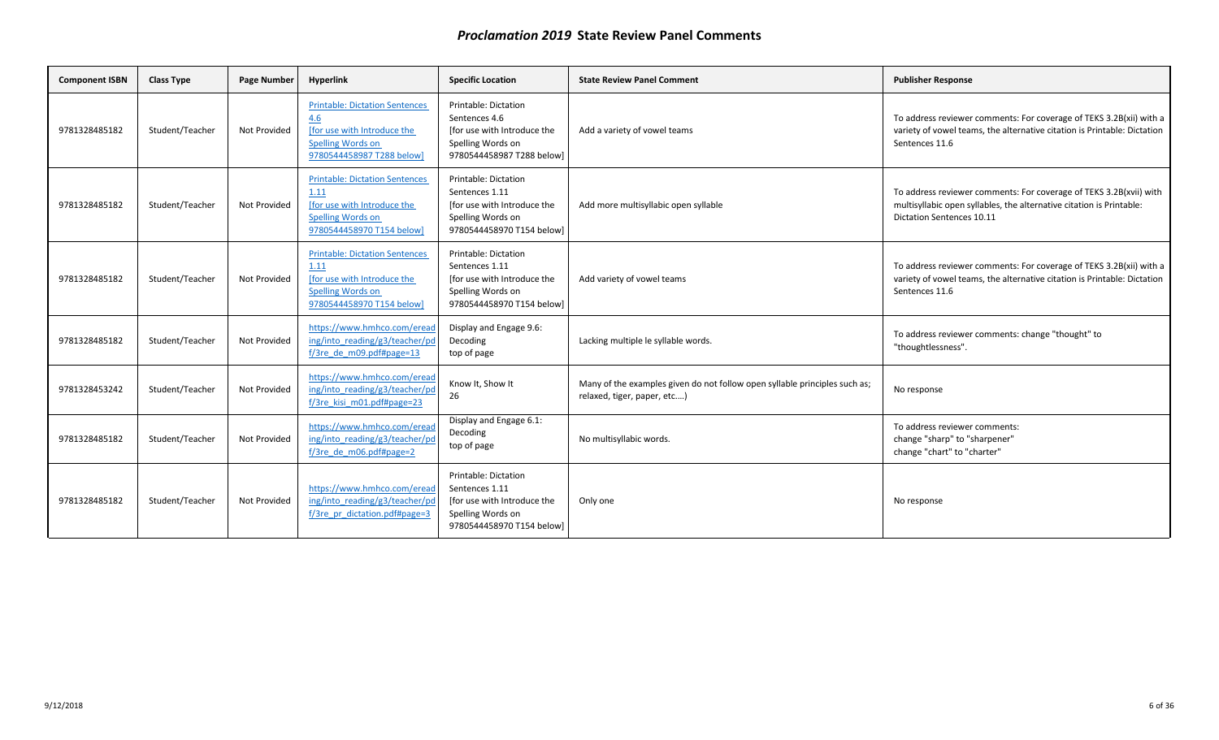# *Proclamation 2019* State Review Panel Comments

| Component ISBN | Class Type | Page Number | Hyperlink | Specific Location | State Review Panel Comment | Publisher Response |
|---|---|---|---|---|---|---|
| 9781328485182 | Student/Teacher | Not Provided | Printable: Dictation Sentences 4.6 [for use with Introduce the Spelling Words on 9780544458987 T288 below] | Printable: Dictation Sentences 4.6 [for use with Introduce the Spelling Words on 9780544458987 T288 below] | Add a variety of vowel teams | To address reviewer comments: For coverage of TEKS 3.2B(xii) with a variety of vowel teams, the alternative citation is Printable: Dictation Sentences 11.6 |
| 9781328485182 | Student/Teacher | Not Provided | Printable: Dictation Sentences 1.11 [for use with Introduce the Spelling Words on 9780544458970 T154 below] | Printable: Dictation Sentences 1.11 [for use with Introduce the Spelling Words on 9780544458970 T154 below] | Add more multisyllabic open syllable | To address reviewer comments: For coverage of TEKS 3.2B(xvii) with multisyllabic open syllables, the alternative citation is Printable: Dictation Sentences 10.11 |
| 9781328485182 | Student/Teacher | Not Provided | Printable: Dictation Sentences 1.11 [for use with Introduce the Spelling Words on 9780544458970 T154 below] | Printable: Dictation Sentences 1.11 [for use with Introduce the Spelling Words on 9780544458970 T154 below] | Add variety of vowel teams | To address reviewer comments: For coverage of TEKS 3.2B(xii) with a variety of vowel teams, the alternative citation is Printable: Dictation Sentences 11.6 |
| 9781328485182 | Student/Teacher | Not Provided | https://www.hmhco.com/ereading/into_reading/g3/teacher/pdf/3re_de_m09.pdf#page=13 | Display and Engage 9.6: Decoding top of page | Lacking multiple le syllable words. | To address reviewer comments: change "thought" to "thoughtlessness". |
| 9781328453242 | Student/Teacher | Not Provided | https://www.hmhco.com/ereading/into_reading/g3/teacher/pdf/3re_kisi_m01.pdf#page=23 | Know It, Show It 26 | Many of the examples given do not follow open syllable principles such as; relaxed, tiger, paper, etc….) | No response |
| 9781328485182 | Student/Teacher | Not Provided | https://www.hmhco.com/ereading/into_reading/g3/teacher/pdf/3re_de_m06.pdf#page=2 | Display and Engage 6.1: Decoding top of page | No multisyllabic words. | To address reviewer comments: change "sharp" to "sharpener" change "chart" to "charter" |
| 9781328485182 | Student/Teacher | Not Provided | https://www.hmhco.com/ereading/into_reading/g3/teacher/pdf/3re_pr_dictation.pdf#page=3 | Printable: Dictation Sentences 1.11 [for use with Introduce the Spelling Words on 9780544458970 T154 below] | Only one | No response |

9/12/2018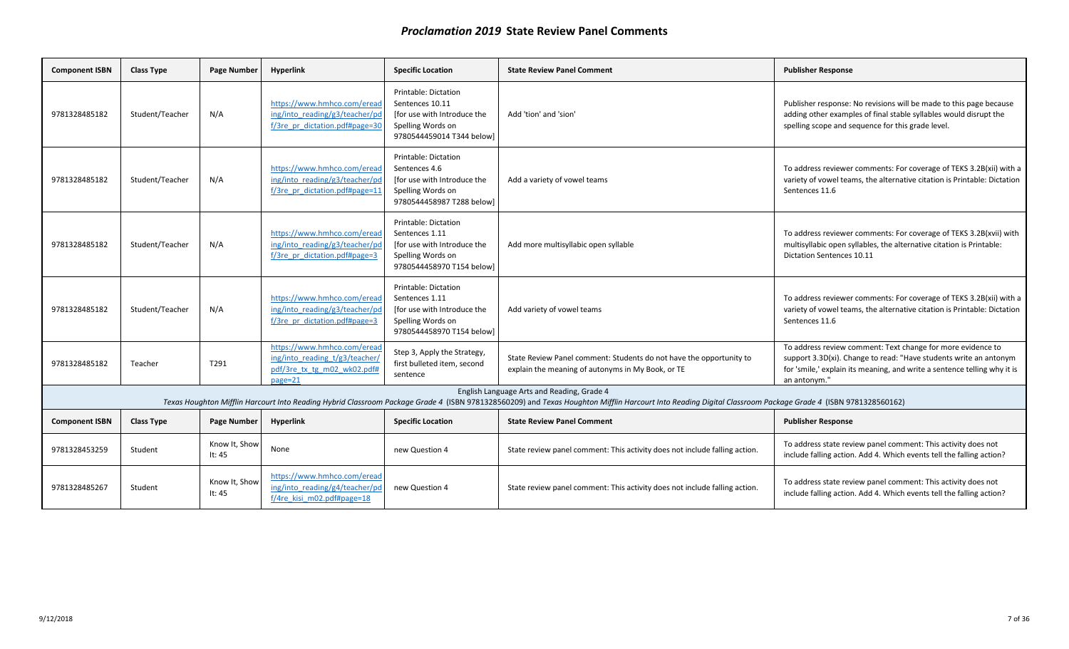## *Proclamation 2019* State Review Panel Comments

| Component ISBN | Class Type | Page Number | Hyperlink | Specific Location | State Review Panel Comment | Publisher Response |
|---|---|---|---|---|---|---|
| 9781328485182 | Student/Teacher | N/A | https://www.hmhco.com/ereading/into_reading/g3/teacher/pdf/3re_pr_dictation.pdf#page=30 | Printable: Dictation Sentences 10.11 [for use with Introduce the Spelling Words on 9780544459014 T344 below] | Add 'tion' and 'sion' | Publisher response: No revisions will be made to this page because adding other examples of final stable syllables would disrupt the spelling scope and sequence for this grade level. |
| 9781328485182 | Student/Teacher | N/A | https://www.hmhco.com/ereading/into_reading/g3/teacher/pdf/3re_pr_dictation.pdf#page=11 | Printable: Dictation Sentences 4.6 [for use with Introduce the Spelling Words on 9780544458987 T288 below] | Add a variety of vowel teams | To address reviewer comments: For coverage of TEKS 3.2B(xii) with a variety of vowel teams, the alternative citation is Printable: Dictation Sentences 11.6 |
| 9781328485182 | Student/Teacher | N/A | https://www.hmhco.com/ereading/into_reading/g3/teacher/pdf/3re_pr_dictation.pdf#page=3 | Printable: Dictation Sentences 1.11 [for use with Introduce the Spelling Words on 9780544458970 T154 below] | Add more multisyllabic open syllable | To address reviewer comments: For coverage of TEKS 3.2B(xvii) with multisyllabic open syllables, the alternative citation is Printable: Dictation Sentences 10.11 |
| 9781328485182 | Student/Teacher | N/A | https://www.hmhco.com/ereading/into_reading/g3/teacher/pdf/3re_pr_dictation.pdf#page=3 | Printable: Dictation Sentences 1.11 [for use with Introduce the Spelling Words on 9780544458970 T154 below] | Add variety of vowel teams | To address reviewer comments: For coverage of TEKS 3.2B(xii) with a variety of vowel teams, the alternative citation is Printable: Dictation Sentences 11.6 |
| 9781328485182 | Teacher | T291 | https://www.hmhco.com/ereading/into_reading_t/g3/teacher/pdf/3re_tx_tg_m02_wk02.pdf#page=21 | Step 3, Apply the Strategy, first bulleted item, second sentence | State Review Panel comment: Students do not have the opportunity to explain the meaning of autonyms in My Book, or TE | To address review comment: Text change for more evidence to support 3.3D(xi). Change to read: "Have students write an antonym for 'smile,' explain its meaning, and write a sentence telling why it is an antonym." |
| English Language Arts and Reading, Grade 4 *Texas Houghton Mifflin Harcourt Into Reading Hybrid Classroom Package Grade 4* (ISBN 9781328560209) and *Texas Houghton Mifflin Harcourt Into Reading Digital Classroom Package Grade 4* (ISBN 9781328560162) | | | | | | |
| **Component ISBN** | **Class Type** | **Page Number** | **Hyperlink** | **Specific Location** | **State Review Panel Comment** | **Publisher Response** |
| 9781328453259 | Student | Know It, Show It: 45 | None | new Question 4 | State review panel comment: This activity does not include falling action. | To address state review panel comment: This activity does not include falling action. Add 4. Which events tell the falling action? |
| 9781328485267 | Student | Know It, Show It: 45 | https://www.hmhco.com/ereading/into_reading/g4/teacher/pdf/4re_kisi_m02.pdf#page=18 | new Question 4 | State review panel comment: This activity does not include falling action. | To address state review panel comment: This activity does not include falling action. Add 4. Which events tell the falling action? |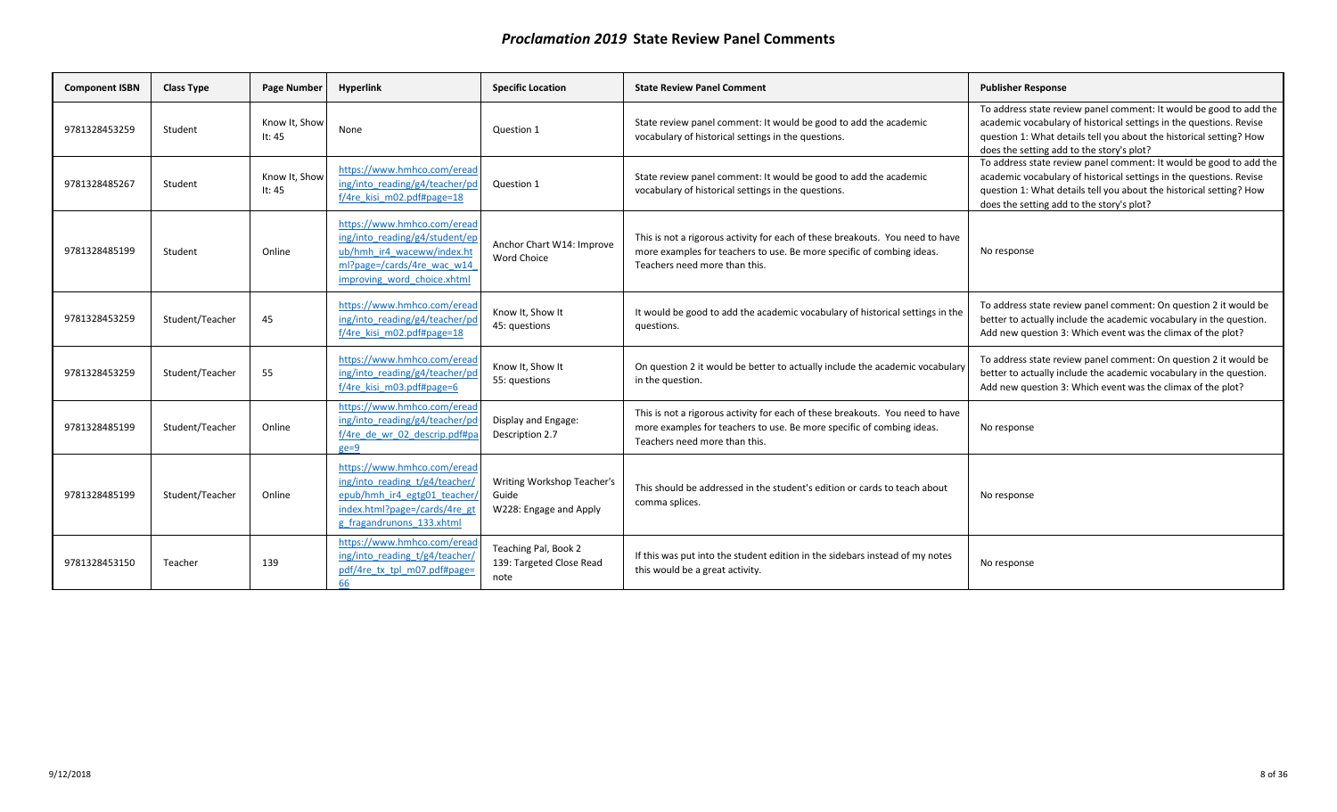# *Proclamation 2019* State Review Panel Comments

| Component ISBN | Class Type | Page Number | Hyperlink | Specific Location | State Review Panel Comment | Publisher Response |
|---|---|---|---|---|---|---|
| 9781328453259 | Student | Know It, Show It: 45 | None | Question 1 | State review panel comment: It would be good to add the academic vocabulary of historical settings in the questions. | To address state review panel comment: It would be good to add the academic vocabulary of historical settings in the questions. Revise question 1: What details tell you about the historical setting? How does the setting add to the story's plot? |
| 9781328485267 | Student | Know It, Show It: 45 | https://www.hmhco.com/ereading/into_reading/g4/teacher/pdf/4re_kisi_m02.pdf#page=18 | Question 1 | State review panel comment: It would be good to add the academic vocabulary of historical settings in the questions. | To address state review panel comment: It would be good to add the academic vocabulary of historical settings in the questions. Revise question 1: What details tell you about the historical setting? How does the setting add to the story's plot? |
| 9781328485199 | Student | Online | https://www.hmhco.com/ereading/into_reading/g4/student/epub/hmh_ir4_waceww/index.html?page=/cards/4re_wac_w14_improving_word_choice.xhtml | Anchor Chart W14: Improve Word Choice | This is not a rigorous activity for each of these breakouts. You need to have more examples for teachers to use. Be more specific of combing ideas. Teachers need more than this. | No response |
| 9781328453259 | Student/Teacher | 45 | https://www.hmhco.com/ereading/into_reading/g4/teacher/pdf/4re_kisi_m02.pdf#page=18 | Know It, Show It 45: questions | It would be good to add the academic vocabulary of historical settings in the questions. | To address state review panel comment: On question 2 it would be better to actually include the academic vocabulary in the question. Add new question 3: Which event was the climax of the plot? |
| 9781328453259 | Student/Teacher | 55 | https://www.hmhco.com/ereading/into_reading/g4/teacher/pdf/4re_kisi_m03.pdf#page=6 | Know It, Show It 55: questions | On question 2 it would be better to actually include the academic vocabulary in the question. | To address state review panel comment: On question 2 it would be better to actually include the academic vocabulary in the question. Add new question 3: Which event was the climax of the plot? |
| 9781328485199 | Student/Teacher | Online | https://www.hmhco.com/ereading/into_reading/g4/teacher/pdf/4re_de_wr_02_descrip.pdf#page=9 | Display and Engage: Description 2.7 | This is not a rigorous activity for each of these breakouts. You need to have more examples for teachers to use. Be more specific of combing ideas. Teachers need more than this. | No response |
| 9781328485199 | Student/Teacher | Online | https://www.hmhco.com/ereading/into_reading_t/g4/teacher/epub/hmh_ir4_egtg01_teacher/index.html?page=/cards/4re_gtg_fragandrunons_133.xhtml | Writing Workshop Teacher's Guide W228: Engage and Apply | This should be addressed in the student's edition or cards to teach about comma splices. | No response |
| 9781328453150 | Teacher | 139 | https://www.hmhco.com/ereading/into_reading_t/g4/teacher/pdf/4re_tx_tpl_m07.pdf#page=66 | Teaching Pal, Book 2 139: Targeted Close Read note | If this was put into the student edition in the sidebars instead of my notes this would be a great activity. | No response |

9/12/2018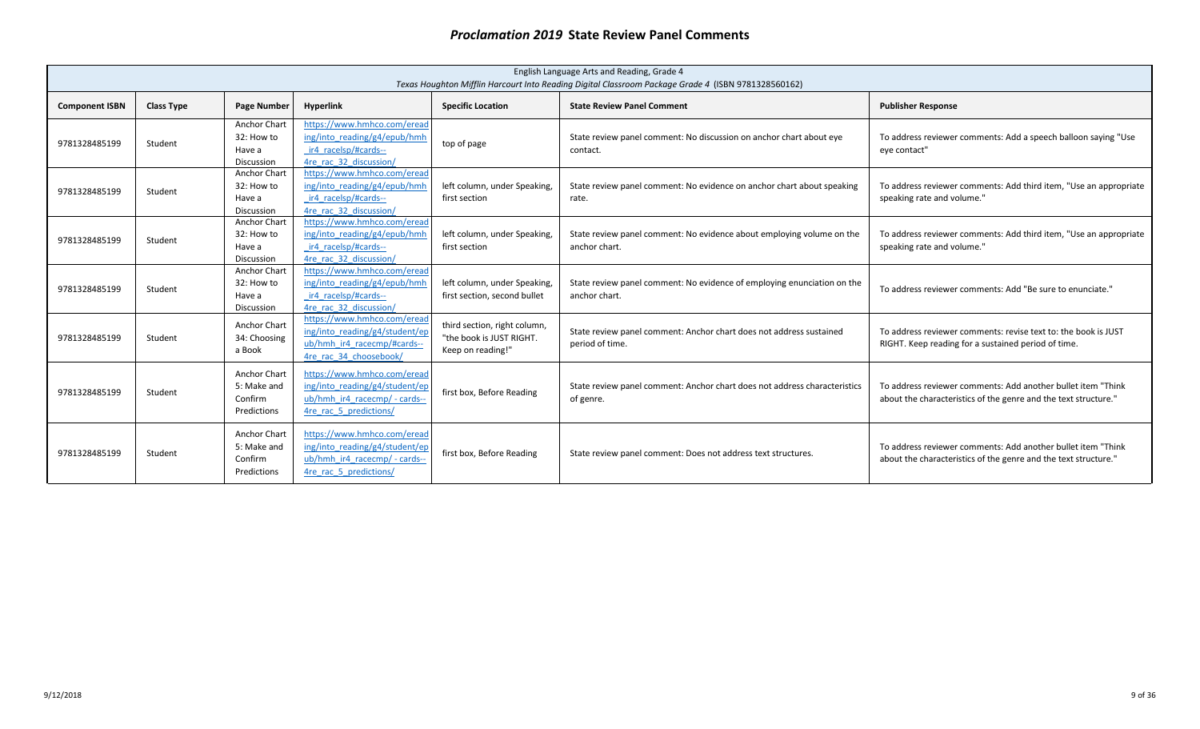# *Proclamation 2019* State Review Panel Comments

| English Language Arts and Reading, Grade 4<br>*Texas Houghton Mifflin Harcourt Into Reading Digital Classroom Package Grade 4* (ISBN 9781328560162) | | | | | | |
|---|---|---|---|---|---|---|
| **Component ISBN** | **Class Type** | **Page Number** | **Hyperlink** | **Specific Location** | **State Review Panel Comment** | **Publisher Response** |
| 9781328485199 | Student | Anchor Chart 32: How to Have a Discussion | https://www.hmhco.com/eread ing/into_reading/g4/epub/hmh _ir4_racelsp/#cards-- 4re_rac_32_discussion/ | top of page | State review panel comment: No discussion on anchor chart about eye contact. | To address reviewer comments: Add a speech balloon saying "Use eye contact" |
| 9781328485199 | Student | Anchor Chart 32: How to Have a Discussion | https://www.hmhco.com/eread ing/into_reading/g4/epub/hmh _ir4_racelsp/#cards-- 4re_rac_32_discussion/ | left column, under Speaking, first section | State review panel comment: No evidence on anchor chart about speaking rate. | To address reviewer comments: Add third item, "Use an appropriate speaking rate and volume." |
| 9781328485199 | Student | Anchor Chart 32: How to Have a Discussion | https://www.hmhco.com/eread ing/into_reading/g4/epub/hmh _ir4_racelsp/#cards-- 4re_rac_32_discussion/ | left column, under Speaking, first section | State review panel comment: No evidence about employing volume on the anchor chart. | To address reviewer comments: Add third item, "Use an appropriate speaking rate and volume." |
| 9781328485199 | Student | Anchor Chart 32: How to Have a Discussion | https://www.hmhco.com/eread ing/into_reading/g4/epub/hmh _ir4_racelsp/#cards-- 4re_rac_32_discussion/ | left column, under Speaking, first section, second bullet | State review panel comment: No evidence of employing enunciation on the anchor chart. | To address reviewer comments: Add "Be sure to enunciate." |
| 9781328485199 | Student | Anchor Chart 34: Choosing a Book | https://www.hmhco.com/eread ing/into_reading/g4/student/ep ub/hmh_ir4_racecmp/#cards-- 4re_rac_34_choosebook/ | third section, right column, "the book is JUST RIGHT. Keep on reading!" | State review panel comment: Anchor chart does not address sustained period of time. | To address reviewer comments: revise text to: the book is JUST RIGHT. Keep reading for a sustained period of time. |
| 9781328485199 | Student | Anchor Chart 5: Make and Confirm Predictions | https://www.hmhco.com/eread ing/into_reading/g4/student/ep ub/hmh_ir4_racecmp/ - cards-- 4re_rac_5_predictions/ | first box, Before Reading | State review panel comment: Anchor chart does not address characteristics of genre. | To address reviewer comments: Add another bullet item "Think about the characteristics of the genre and the text structure." |
| 9781328485199 | Student | Anchor Chart 5: Make and Confirm Predictions | https://www.hmhco.com/eread ing/into_reading/g4/student/ep ub/hmh_ir4_racecmp/ - cards-- 4re_rac_5_predictions/ | first box, Before Reading | State review panel comment: Does not address text structures. | To address reviewer comments: Add another bullet item "Think about the characteristics of the genre and the text structure." |

9/12/2018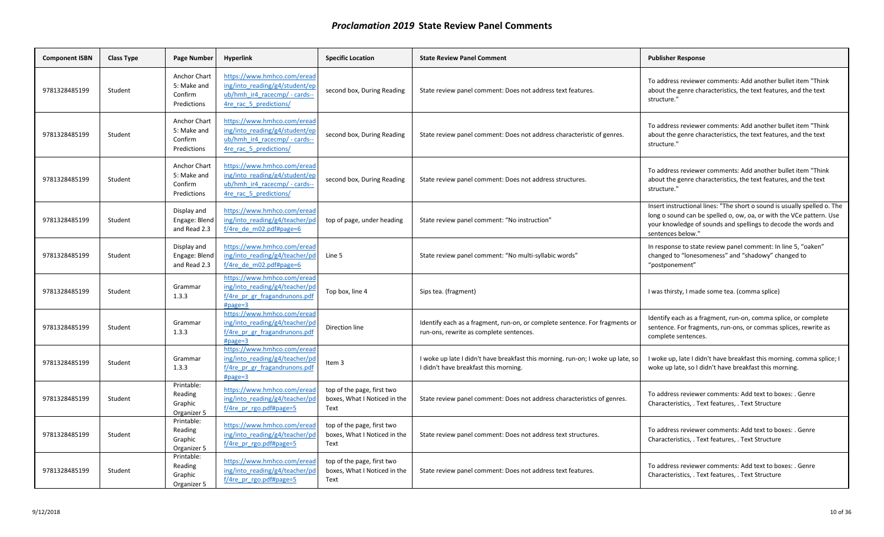# *Proclamation 2019* State Review Panel Comments

| Component ISBN | Class Type | Page Number | Hyperlink | Specific Location | State Review Panel Comment | Publisher Response |
|---|---|---|---|---|---|---|
| 9781328485199 | Student | Anchor Chart 5: Make and Confirm Predictions | https://www.hmhco.com/ereading/into_reading/g4/student/epub/hmh_ir4_racecmp/ - cards--4re_rac_5_predictions/ | second box, During Reading | State review panel comment: Does not address text features. | To address reviewer comments: Add another bullet item "Think about the genre characteristics, the text features, and the text structure." |
| 9781328485199 | Student | Anchor Chart 5: Make and Confirm Predictions | https://www.hmhco.com/ereading/into_reading/g4/student/epub/hmh_ir4_racecmp/ - cards--4re_rac_5_predictions/ | second box, During Reading | State review panel comment: Does not address characteristic of genres. | To address reviewer comments: Add another bullet item "Think about the genre characteristics, the text features, and the text structure." |
| 9781328485199 | Student | Anchor Chart 5: Make and Confirm Predictions | https://www.hmhco.com/ereading/into_reading/g4/student/epub/hmh_ir4_racecmp/ - cards--4re_rac_5_predictions/ | second box, During Reading | State review panel comment: Does not address structures. | To address reviewer comments: Add another bullet item "Think about the genre characteristics, the text features, and the text structure." |
| 9781328485199 | Student | Display and Engage: Blend and Read 2.3 | https://www.hmhco.com/ereading/into_reading/g4/teacher/pdf/4re_de_m02.pdf#page=6 | top of page, under heading | State review panel comment: "No instruction" | Insert instructional lines: "The short o sound is usually spelled o. The long o sound can be spelled o, ow, oa, or with the VCe pattern. Use your knowledge of sounds and spellings to decode the words and sentences below." |
| 9781328485199 | Student | Display and Engage: Blend and Read 2.3 | https://www.hmhco.com/ereading/into_reading/g4/teacher/pdf/4re_de_m02.pdf#page=6 | Line 5 | State review panel comment: "No multi-syllabic words" | In response to state review panel comment: In line 5, "oaken" changed to "lonesomeness" and "shadowy" changed to "postponement" |
| 9781328485199 | Student | Grammar 1.3.3 | https://www.hmhco.com/ereading/into_reading/g4/teacher/pdf/4re_pr_gr_fragandrunons.pdf#page=3 | Top box, line 4 | Sips tea. (fragment) | I was thirsty, I made some tea. (comma splice) |
| 9781328485199 | Student | Grammar 1.3.3 | https://www.hmhco.com/ereading/into_reading/g4/teacher/pdf/4re_pr_gr_fragandrunons.pdf#page=3 | Direction line | Identify each as a fragment, run-on, or complete sentence. For fragments or run-ons, rewrite as complete sentences. | Identify each as a fragment, run-on, comma splice, or complete sentence. For fragments, run-ons, or commas splices, rewrite as complete sentences. |
| 9781328485199 | Student | Grammar 1.3.3 | https://www.hmhco.com/ereading/into_reading/g4/teacher/pdf/4re_pr_gr_fragandrunons.pdf#page=3 | Item 3 | I woke up late I didn't have breakfast this morning. run-on; I woke up late, so I didn't have breakfast this morning. | I woke up, late I didn't have breakfast this morning. comma splice; I woke up late, so I didn't have breakfast this morning. |
| 9781328485199 | Student | Printable: Reading Graphic Organizer 5 | https://www.hmhco.com/ereading/into_reading/g4/teacher/pdf/4re_pr_rgo.pdf#page=5 | top of the page, first two boxes, What I Noticed in the Text | State review panel comment: Does not address characteristics of genres. | To address reviewer comments: Add text to boxes: . Genre Characteristics, . Text features, . Text Structure |
| 9781328485199 | Student | Printable: Reading Graphic Organizer 5 | https://www.hmhco.com/ereading/into_reading/g4/teacher/pdf/4re_pr_rgo.pdf#page=5 | top of the page, first two boxes, What I Noticed in the Text | State review panel comment: Does not address text structures. | To address reviewer comments: Add text to boxes: . Genre Characteristics, . Text features, . Text Structure |
| 9781328485199 | Student | Printable: Reading Graphic Organizer 5 | https://www.hmhco.com/ereading/into_reading/g4/teacher/pdf/4re_pr_rgo.pdf#page=5 | top of the page, first two boxes, What I Noticed in the Text | State review panel comment: Does not address text features. | To address reviewer comments: Add text to boxes: . Genre Characteristics, . Text features, . Text Structure |

9/12/2018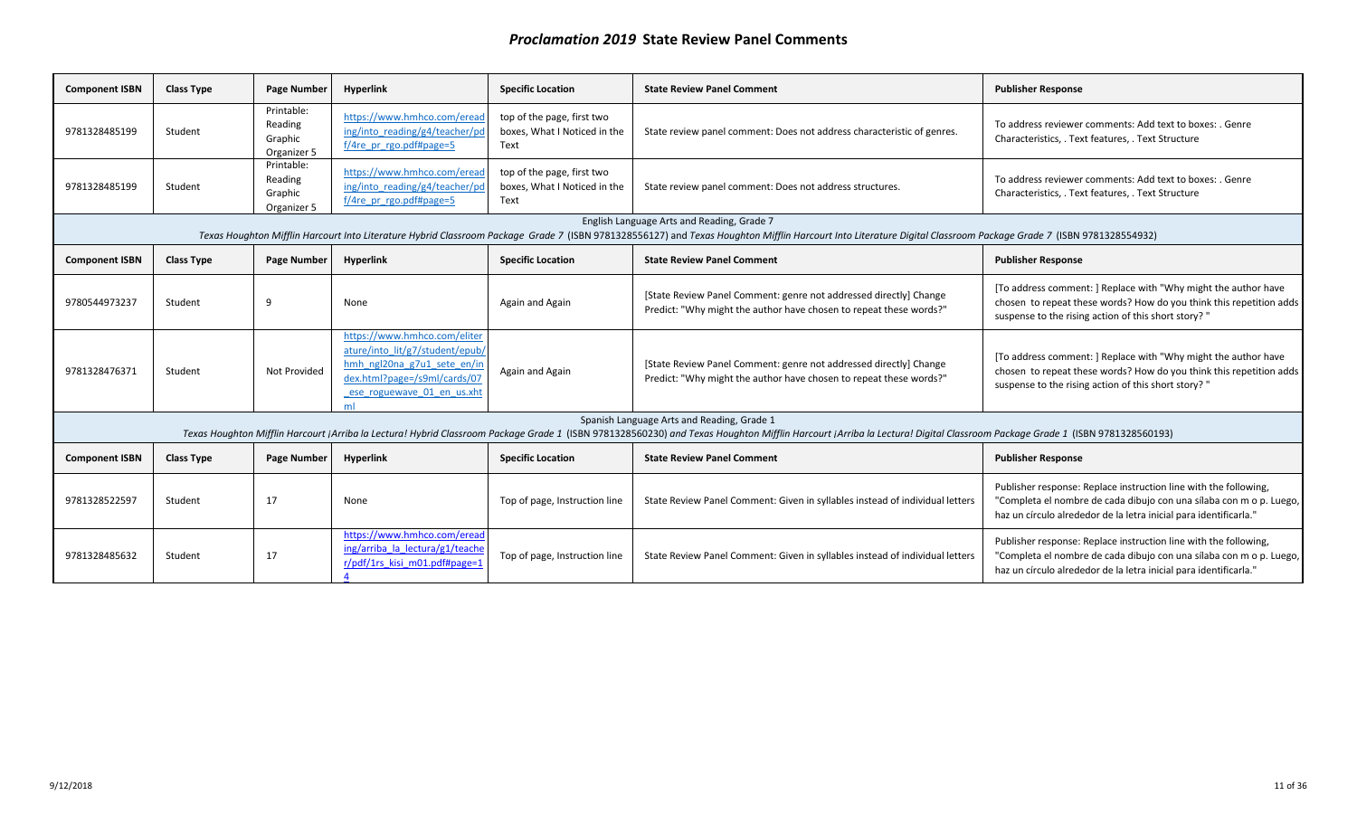# *Proclamation 2019* State Review Panel Comments

| Component ISBN | Class Type | Page Number | Hyperlink | Specific Location | State Review Panel Comment | Publisher Response |
|---|---|---|---|---|---|---|
| 9781328485199 | Student | Printable: Reading Graphic Organizer 5 | https://www.hmhco.com/ereading/into_reading/g4/teacher/pdf/4re_pr_rgo.pdf#page=5 | top of the page, first two boxes, What I Noticed in the Text | State review panel comment: Does not address characteristic of genres. | To address reviewer comments: Add text to boxes: . Genre Characteristics, . Text features, . Text Structure |
| 9781328485199 | Student | Printable: Reading Graphic Organizer 5 | https://www.hmhco.com/ereading/into_reading/g4/teacher/pdf/4re_pr_rgo.pdf#page=5 | top of the page, first two boxes, What I Noticed in the Text | State review panel comment: Does not address structures. | To address reviewer comments: Add text to boxes: . Genre Characteristics, . Text features, . Text Structure |

English Language Arts and Reading, Grade 7
*Texas Houghton Mifflin Harcourt Into Literature Hybrid Classroom Package Grade 7* (ISBN 9781328556127) and *Texas Houghton Mifflin Harcourt Into Literature Digital Classroom Package Grade 7* (ISBN 9781328554932)

| Component ISBN | Class Type | Page Number | Hyperlink | Specific Location | State Review Panel Comment | Publisher Response |
|---|---|---|---|---|---|---|
| 9780544973237 | Student | 9 | None | Again and Again | [State Review Panel Comment: genre not addressed directly] Change Predict: "Why might the author have chosen to repeat these words?" | [To address comment: ] Replace with "Why might the author have chosen to repeat these words? How do you think this repetition adds suspense to the rising action of this short story? " |
| 9781328476371 | Student | Not Provided | https://www.hmhco.com/eliterature/into_lit/g7/student/epub/hmh_ngl20na_g7u1_sete_en/index.html?page=/s9ml/cards/07_ese_roguewave_01_en_us.xhtml | Again and Again | [State Review Panel Comment: genre not addressed directly] Change Predict: "Why might the author have chosen to repeat these words?" | [To address comment: ] Replace with "Why might the author have chosen to repeat these words? How do you think this repetition adds suspense to the rising action of this short story? " |

Spanish Language Arts and Reading, Grade 1
*Texas Houghton Mifflin Harcourt ¡Arriba la Lectura! Hybrid Classroom Package Grade 1* (ISBN 9781328560230) *and Texas Houghton Mifflin Harcourt ¡Arriba la Lectura! Digital Classroom Package Grade 1* (ISBN 9781328560193)

| Component ISBN | Class Type | Page Number | Hyperlink | Specific Location | State Review Panel Comment | Publisher Response |
|---|---|---|---|---|---|---|
| 9781328522597 | Student | 17 | None | Top of page, Instruction line | State Review Panel Comment: Given in syllables instead of individual letters | Publisher response: Replace instruction line with the following, "Completa el nombre de cada dibujo con una sílaba con m o p. Luego, haz un círculo alrededor de la letra inicial para identificarla." |
| 9781328485632 | Student | 17 | https://www.hmhco.com/ereading/arriba_la_lectura/g1/teacher/pdf/1rs_kisi_m01.pdf#page=14 | Top of page, Instruction line | State Review Panel Comment: Given in syllables instead of individual letters | Publisher response: Replace instruction line with the following, "Completa el nombre de cada dibujo con una sílaba con m o p. Luego, haz un círculo alrededor de la letra inicial para identificarla." |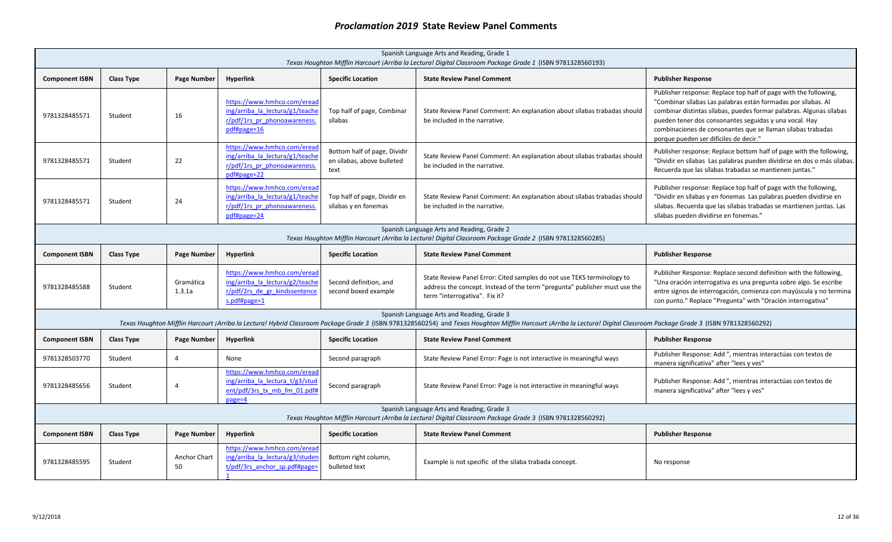# *Proclamation 2019* State Review Panel Comments

| Spanish Language Arts and Reading, Grade 1 *Texas Houghton Mifflin Harcourt ¡Arriba la Lectura! Digital Classroom Package Grade 1* (ISBN 9781328560193) | | | | | | |
|---|---|---|---|---|---|---|
| **Component ISBN** | **Class Type** | **Page Number** | **Hyperlink** | **Specific Location** | **State Review Panel Comment** | **Publisher Response** |
| 9781328485571 | Student | 16 | https://www.hmhco.com/ereading/arriba_la_lectura/g1/teacher/pdf/1rs_pr_phonoawareness.pdf#page=16 | Top half of page, Combinar sílabas | State Review Panel Comment: An explanation about sílabas trabadas should be included in the narrative. | Publisher response: Replace top half of page with the following, "Combinar sílabas Las palabras están formadas por sílabas. Al combinar distintas sílabas, puedes formar palabras. Algunas sílabas pueden tener dos consonantes seguidas y una vocal. Hay combinaciones de consonantes que se llaman sílabas trabadas porque pueden ser difíciles de decir." |
| 9781328485571 | Student | 22 | https://www.hmhco.com/ereading/arriba_la_lectura/g1/teacher/pdf/1rs_pr_phonoawareness.pdf#page=22 | Bottom half of page, Dividir en sílabas, above bulleted text | State Review Panel Comment: An explanation about sílabas trabadas should be included in the narrative. | Publisher response: Replace bottom half of page with the following, "Dividir en sílabas Las palabras pueden dividirse en dos o más sílabas. Recuerda que las sílabas trabadas se mantienen juntas." |
| 9781328485571 | Student | 24 | https://www.hmhco.com/ereading/arriba_la_lectura/g1/teacher/pdf/1rs_pr_phonoawareness.pdf#page=24 | Top half of page, Dividir en sílabas y en fonemas | State Review Panel Comment: An explanation about sílabas trabadas should be included in the narrative. | Publisher response: Replace top half of page with the following, "Dividir en sílabas y en fonemas Las palabras pueden dividirse en sílabas. Recuerda que las sílabas trabadas se mantienen juntas. Las sílabas pueden dividirse en fonemas." |
| Spanish Language Arts and Reading, Grade 2 *Texas Houghton Mifflin Harcourt ¡Arriba la Lectura! Digital Classroom Package Grade 2* (ISBN 9781328560285) | | | | | | |
| **Component ISBN** | **Class Type** | **Page Number** | **Hyperlink** | **Specific Location** | **State Review Panel Comment** | **Publisher Response** |
| 9781328485588 | Student | Gramática 1.3.1a | https://www.hmhco.com/ereading/arriba_la_lectura/g2/teacher/pdf/2rs_de_gr_kindssentences.pdf#page=1 | Second definition, and second boxed example | State Review Panel Error: Cited samples do not use TEKS terminology to address the concept. Instead of the term "pregunta" publisher must use the term "interrogativa". Fix it? | Publisher Response: Replace second definition with the following, "Una oración interrogativa es una pregunta sobre algo. Se escribe entre signos de interrogación, comienza con mayúscula y no termina con punto." Replace "Pregunta" with "Oración interrogativa" |
| Spanish Language Arts and Reading, Grade 3 *Texas Houghton Mifflin Harcourt ¡Arriba la Lectura! Hybrid Classroom Package Grade 3* (ISBN 9781328560254) and *Texas Houghton Mifflin Harcourt ¡Arriba la Lectura! Digital Classroom Package Grade 3* (ISBN 9781328560292) | | | | | | |
| **Component ISBN** | **Class Type** | **Page Number** | **Hyperlink** | **Specific Location** | **State Review Panel Comment** | **Publisher Response** |
| 9781328503770 | Student | 4 | None | Second paragraph | State Review Panel Error: Page is not interactive in meaningful ways | Publisher Response: Add ", mientras interactúas con textos de manera significativa" after "lees y ves" |
| 9781328485656 | Student | 4 | https://www.hmhco.com/ereading/arriba_la_lectura_t/g3/student/pdf/3rs_tx_mb_fm_01.pdf#page=4 | Second paragraph | State Review Panel Error: Page is not interactive in meaningful ways | Publisher Response: Add ", mientras interactúas con textos de manera significativa" after "lees y ves" |
| Spanish Language Arts and Reading, Grade 3 *Texas Houghton Mifflin Harcourt ¡Arriba la Lectura! Digital Classroom Package Grade 3* (ISBN 9781328560292) | | | | | | |
| **Component ISBN** | **Class Type** | **Page Number** | **Hyperlink** | **Specific Location** | **State Review Panel Comment** | **Publisher Response** |
| 9781328485595 | Student | Anchor Chart 50 | https://www.hmhco.com/ereading/arriba_la_lectura/g3/student/pdf/3rs_anchor_sp.pdf#page=1 | Bottom right column, bulleted text | Example is not specific of the sílaba trabada concept. | No response |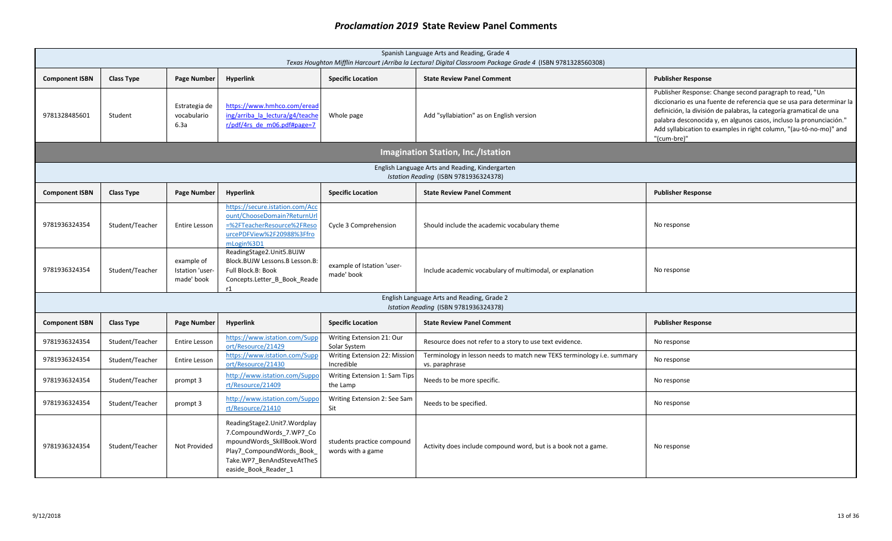# *Proclamation 2019* State Review Panel Comments

| Spanish Language Arts and Reading, Grade 4<br>*Texas Houghton Mifflin Harcourt ¡Arriba la Lectura! Digital Classroom Package Grade 4* (ISBN 9781328560308) | | | | | | |
|---|---|---|---|---|---|---|
| **Component ISBN** | **Class Type** | **Page Number** | **Hyperlink** | **Specific Location** | **State Review Panel Comment** | **Publisher Response** |
| 9781328485601 | Student | Estrategia de vocabulario 6.3a | https://www.hmhco.com/ereading/arriba_la_lectura/g4/teacher/pdf/4rs_de_m06.pdf#page=7 | Whole page | Add "syllabiation" as on English version | Publisher Response: Change second paragraph to read, "Un diccionario es una fuente de referencia que se usa para determinar la definición, la división de palabras, la categoría gramatical de una palabra desconocida y, en algunos casos, incluso la pronunciación." Add syllabication to examples in right column, "(au-tó-no-mo)" and "(cum-bre)" |

## Imagination Station, Inc./Istation

| English Language Arts and Reading, Kindergarten<br>*Istation Reading* (ISBN 9781936324378) | | | | | | |
|---|---|---|---|---|---|---|
| **Component ISBN** | **Class Type** | **Page Number** | **Hyperlink** | **Specific Location** | **State Review Panel Comment** | **Publisher Response** |
| 9781936324354 | Student/Teacher | Entire Lesson | https://secure.istation.com/Account/ChooseDomain?ReturnUrl=%2FTeacherResource%2FResourcePDFView%2F20988%3FfromLogin%3D1 | Cycle 3 Comprehension | Should include the academic vocabulary theme | No response |
| 9781936324354 | Student/Teacher | example of Istation 'user-made' book | ReadingStage2.Unit5.BUJW Block.BUJW Lessons.B Lesson.B: Full Block.B: Book Concepts.Letter_B_Book_Reader1 | example of Istation 'user-made' book | Include academic vocabulary of multimodal, or explanation | No response |

| English Language Arts and Reading, Grade 2<br>*Istation Reading* (ISBN 9781936324378) | | | | | | |
|---|---|---|---|---|---|---|
| **Component ISBN** | **Class Type** | **Page Number** | **Hyperlink** | **Specific Location** | **State Review Panel Comment** | **Publisher Response** |
| 9781936324354 | Student/Teacher | Entire Lesson | https://www.istation.com/Support/Resource/21429 | Writing Extension 21: Our Solar System | Resource does not refer to a story to use text evidence. | No response |
| 9781936324354 | Student/Teacher | Entire Lesson | https://www.istation.com/Support/Resource/21430 | Writing Extension 22: Mission Incredible | Terminology in lesson needs to match new TEKS terminology i.e. summary vs. paraphrase | No response |
| 9781936324354 | Student/Teacher | prompt 3 | http://www.istation.com/Support/Resource/21409 | Writing Extension 1: Sam Tips the Lamp | Needs to be more specific. | No response |
| 9781936324354 | Student/Teacher | prompt 3 | http://www.istation.com/Support/Resource/21410 | Writing Extension 2: See Sam Sit | Needs to be specified. | No response |
| 9781936324354 | Student/Teacher | Not Provided | ReadingStage2.Unit7.Wordplay7.CompoundWords_7.WP7_CompoundWords_SkillBook.WordPlay7_CompoundWords_Book_Take.WP7_BenAndSteveAtTheSeaside_Book_Reader_1 | students practice compound words with a game | Activity does include compound word, but is a book not a game. | No response |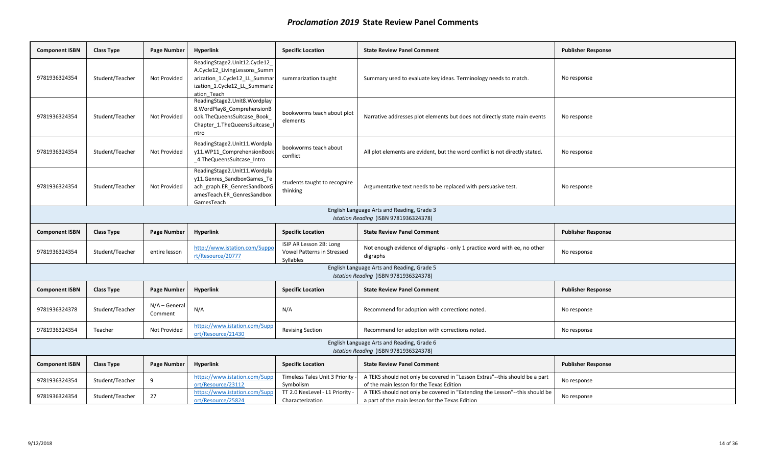# *Proclamation 2019* State Review Panel Comments

| Component ISBN | Class Type | Page Number | Hyperlink | Specific Location | State Review Panel Comment | Publisher Response |
|---|---|---|---|---|---|---|
| 9781936324354 | Student/Teacher | Not Provided | ReadingStage2.Unit12.Cycle12_A.Cycle12_LivingLessons_Summarization_1.Cycle12_LL_Summarization_1.Cycle12_LL_Summarization_Teach | summarization taught | Summary used to evaluate key ideas. Terminology needs to match. | No response |
| 9781936324354 | Student/Teacher | Not Provided | ReadingStage2.Unit8.Wordplay8.WordPlay8_ComprehensionBook.TheQueensSuitcase_Book_Chapter_1.TheQueensSuitcase_Intro | bookworms teach about plot elements | Narrative addresses plot elements but does not directly state main events | No response |
| 9781936324354 | Student/Teacher | Not Provided | ReadingStage2.Unit11.Wordplay11.WP11_ComprehensionBook_4.TheQueensSuitcase_Intro | bookworms teach about conflict | All plot elements are evident, but the word conflict is not directly stated. | No response |
| 9781936324354 | Student/Teacher | Not Provided | ReadingStage2.Unit11.Wordplay11.Genres_SandboxGames_Teach_graph.ER_GenresSandboxGamesTeach.ER_GenresSandboxGamesTeach | students taught to recognize thinking | Argumentative text needs to be replaced with persuasive test. | No response |
| English Language Arts and Reading, Grade 3<br>*Istation Reading* (ISBN 9781936324378) | | | | | | |
| **Component ISBN** | **Class Type** | **Page Number** | **Hyperlink** | **Specific Location** | **State Review Panel Comment** | **Publisher Response** |
| 9781936324354 | Student/Teacher | entire lesson | http://www.istation.com/Support/Resource/20777 | ISIP AR Lesson 2B: Long Vowel Patterns in Stressed Syllables | Not enough evidence of digraphs - only 1 practice word with ee, no other digraphs | No response |
| English Language Arts and Reading, Grade 5<br>*Istation Reading* (ISBN 9781936324378) | | | | | | |
| **Component ISBN** | **Class Type** | **Page Number** | **Hyperlink** | **Specific Location** | **State Review Panel Comment** | **Publisher Response** |
| 9781936324378 | Student/Teacher | N/A – General Comment | N/A | N/A | Recommend for adoption with corrections noted. | No response |
| 9781936324354 | Teacher | Not Provided | https://www.istation.com/Support/Resource/21430 | Revising Section | Recommend for adoption with corrections noted. | No response |
| English Language Arts and Reading, Grade 6<br>*Istation Reading* (ISBN 9781936324378) | | | | | | |
| **Component ISBN** | **Class Type** | **Page Number** | **Hyperlink** | **Specific Location** | **State Review Panel Comment** | **Publisher Response** |
| 9781936324354 | Student/Teacher | 9 | https://www.istation.com/Support/Resource/23112 | Timeless Tales Unit 3 Priority - Symbolism | A TEKS should not only be covered in "Lesson Extras"--this should be a part of the main lesson for the Texas Edition | No response |
| 9781936324354 | Student/Teacher | 27 | https://www.istation.com/Support/Resource/25824 | TT 2.0 NexLevel - L1 Priority - Characterization | A TEKS should not only be covered in "Extending the Lesson"--this should be a part of the main lesson for the Texas Edition | No response |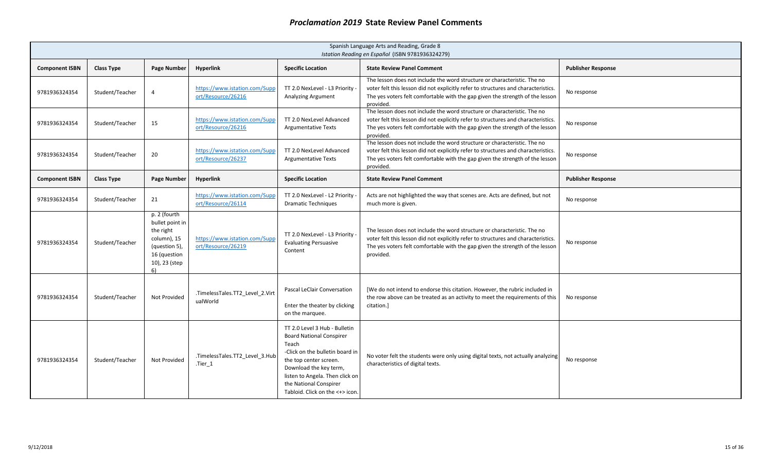# *Proclamation 2019* State Review Panel Comments

| Spanish Language Arts and Reading, Grade 8 *Istation Reading en Español* (ISBN 9781936324279) | | | | | | |
|---|---|---|---|---|---|---|
| **Component ISBN** | **Class Type** | **Page Number** | **Hyperlink** | **Specific Location** | **State Review Panel Comment** | **Publisher Response** |
| 9781936324354 | Student/Teacher | 4 | https://www.istation.com/Support/Resource/26216 | TT 2.0 NexLevel - L3 Priority - Analyzing Argument | The lesson does not include the word structure or characteristic. The no voter felt this lesson did not explicitly refer to structures and characteristics. The yes voters felt comfortable with the gap given the strength of the lesson provided. | No response |
| 9781936324354 | Student/Teacher | 15 | https://www.istation.com/Support/Resource/26216 | TT 2.0 NexLevel Advanced Argumentative Texts | The lesson does not include the word structure or characteristic. The no voter felt this lesson did not explicitly refer to structures and characteristics. The yes voters felt comfortable with the gap given the strength of the lesson provided. | No response |
| 9781936324354 | Student/Teacher | 20 | https://www.istation.com/Support/Resource/26237 | TT 2.0 NexLevel Advanced Argumentative Texts | The lesson does not include the word structure or characteristic. The no voter felt this lesson did not explicitly refer to structures and characteristics. The yes voters felt comfortable with the gap given the strength of the lesson provided. | No response |
| **Component ISBN** | **Class Type** | **Page Number** | **Hyperlink** | **Specific Location** | **State Review Panel Comment** | **Publisher Response** |
| 9781936324354 | Student/Teacher | 21 | https://www.istation.com/Support/Resource/26114 | TT 2.0 NexLevel - L2 Priority - Dramatic Techniques | Acts are not highlighted the way that scenes are. Acts are defined, but not much more is given. | No response |
| 9781936324354 | Student/Teacher | p. 2 (fourth bullet point in the right column), 15 (question 5), 16 (question 10), 23 (step 6) | https://www.istation.com/Support/Resource/26219 | TT 2.0 NexLevel - L3 Priority - Evaluating Persuasive Content | The lesson does not include the word structure or characteristic. The no voter felt this lesson did not explicitly refer to structures and characteristics. The yes voters felt comfortable with the gap given the strength of the lesson provided. | No response |
| 9781936324354 | Student/Teacher | Not Provided | .TimelessTales.TT2_Level_2.VirtualWorld | Pascal LeClair Conversation<br><br>Enter the theater by clicking on the marquee. | [We do not intend to endorse this citation. However, the rubric included in the row above can be treated as an activity to meet the requirements of this citation.] | No response |
| 9781936324354 | Student/Teacher | Not Provided | .TimelessTales.TT2_Level_3.Hub.Tier_1 | TT 2.0 Level 3 Hub - Bulletin Board National Conspirer Teach<br>-Click on the bulletin board in the top center screen. Download the key term, listen to Angela. Then click on the National Conspirer Tabloid. Click on the <+> icon. | No voter felt the students were only using digital texts, not actually analyzing characteristics of digital texts. | No response |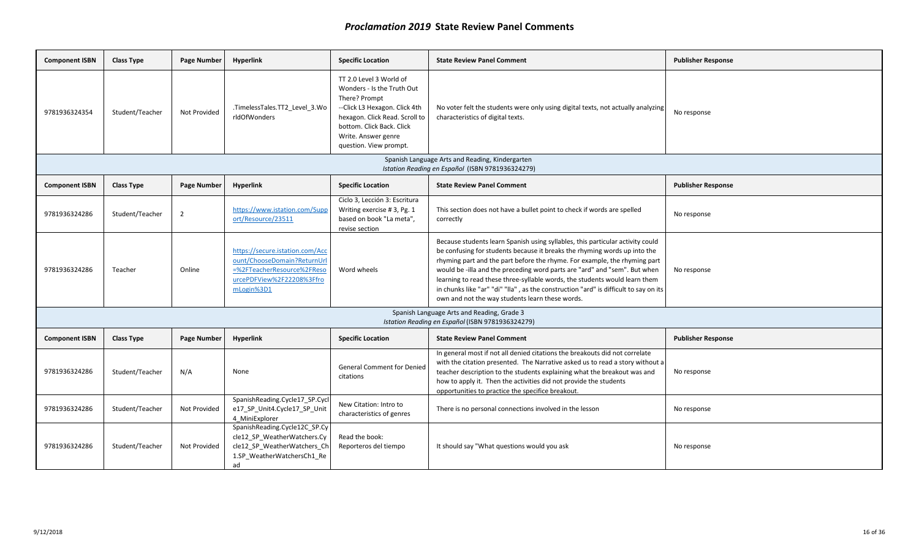# *Proclamation 2019* State Review Panel Comments

| Component ISBN | Class Type | Page Number | Hyperlink | Specific Location | State Review Panel Comment | Publisher Response |
|---|---|---|---|---|---|---|
| 9781936324354 | Student/Teacher | Not Provided | .TimelessTales.TT2_Level_3.WorldOfWonders | TT 2.0 Level 3 World of Wonders - Is the Truth Out There? Prompt --Click L3 Hexagon. Click 4th hexagon. Click Read. Scroll to bottom. Click Back. Click Write. Answer genre question. View prompt. | No voter felt the students were only using digital texts, not actually analyzing characteristics of digital texts. | No response |

Spanish Language Arts and Reading, Kindergarten
*Istation Reading en Español* (ISBN 9781936324279)

| Component ISBN | Class Type | Page Number | Hyperlink | Specific Location | State Review Panel Comment | Publisher Response |
|---|---|---|---|---|---|---|
| 9781936324286 | Student/Teacher | 2 | https://www.istation.com/Support/Resource/23511 | Ciclo 3, Lección 3: Escritura Writing exercise # 3, Pg. 1 based on book "La meta", revise section | This section does not have a bullet point to check if words are spelled correctly | No response |
| 9781936324286 | Teacher | Online | https://secure.istation.com/Account/ChooseDomain?ReturnUrl=%2FTeacherResource%2FResourcePDFView%2F22208%3FfromLogin%3D1 | Word wheels | Because students learn Spanish using syllables, this particular activity could be confusing for students because it breaks the rhyming words up into the rhyming part and the part before the rhyme. For example, the rhyming part would be -illa and the preceding word parts are "ard" and "sem". But when learning to read these three-syllable words, the students would learn them in chunks like "ar" "di" "lla" , as the construction "ard" is difficult to say on its own and not the way students learn these words. | No response |

Spanish Language Arts and Reading, Grade 3
*Istation Reading en Español* (ISBN 9781936324279)

| Component ISBN | Class Type | Page Number | Hyperlink | Specific Location | State Review Panel Comment | Publisher Response |
|---|---|---|---|---|---|---|
| 9781936324286 | Student/Teacher | N/A | None | General Comment for Denied citations | In general most if not all denied citations the breakouts did not correlate with the citation presented. The Narrative asked us to read a story without a teacher description to the students explaining what the breakout was and how to apply it. Then the activities did not provide the students opportunities to practice the specific breakout. | No response |
| 9781936324286 | Student/Teacher | Not Provided | SpanishReading.Cycle17_SP.Cycle17_SP_Unit4.Cycle17_SP_Unit4_MiniExplorer | New Citation: Intro to characteristics of genres | There is no personal connections involved in the lesson | No response |
| 9781936324286 | Student/Teacher | Not Provided | SpanishReading.Cycle12C_SP.Cycle12_SP_WeatherWatchers.Cycle12_SP_WeatherWatchers_Ch1.SP_WeatherWatchersCh1_Read | Read the book: Reporteros del tiempo | It should say "What questions would you ask | No response |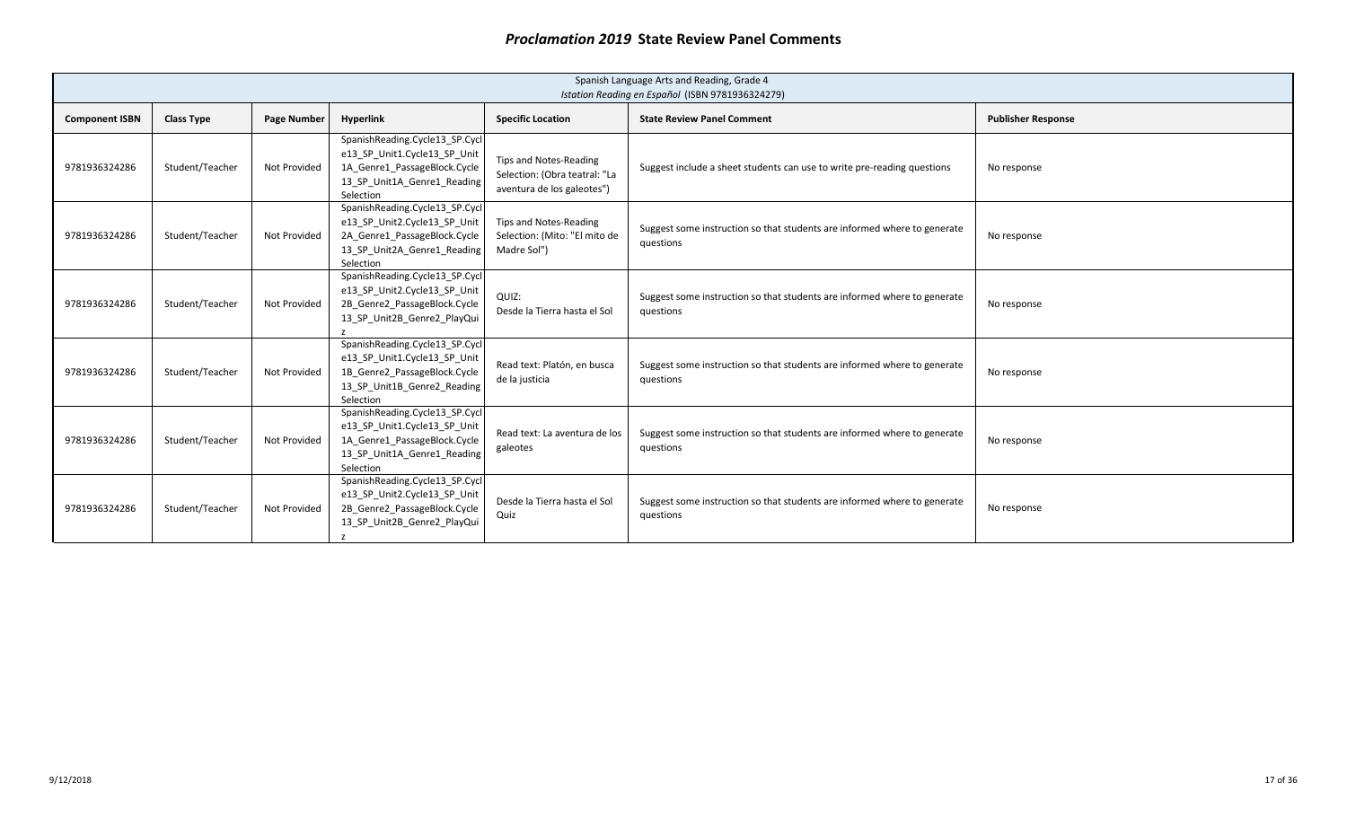# *Proclamation 2019* State Review Panel Comments

| Spanish Language Arts and Reading, Grade 4 *Istation Reading en Español* (ISBN 9781936324279) | | | | | | |
|---|---|---|---|---|---|---|
| **Component ISBN** | **Class Type** | **Page Number** | **Hyperlink** | **Specific Location** | **State Review Panel Comment** | **Publisher Response** |
| 9781936324286 | Student/Teacher | Not Provided | SpanishReading.Cycle13_SP.Cycle13_SP_Unit1.Cycle13_SP_Unit1A_Genre1_PassageBlock.Cycle13_SP_Unit1A_Genre1_Reading Selection | Tips and Notes-Reading Selection: (Obra teatral: "La aventura de los galeotes") | Suggest include a sheet students can use to write pre-reading questions | No response |
| 9781936324286 | Student/Teacher | Not Provided | SpanishReading.Cycle13_SP.Cycle13_SP_Unit2.Cycle13_SP_Unit2A_Genre1_PassageBlock.Cycle13_SP_Unit2A_Genre1_Reading Selection | Tips and Notes-Reading Selection: (Mito: "El mito de Madre Sol") | Suggest some instruction so that students are informed where to generate questions | No response |
| 9781936324286 | Student/Teacher | Not Provided | SpanishReading.Cycle13_SP.Cycle13_SP_Unit2.Cycle13_SP_Unit2B_Genre2_PassageBlock.Cycle13_SP_Unit2B_Genre2_PlayQuiz | QUIZ: Desde la Tierra hasta el Sol | Suggest some instruction so that students are informed where to generate questions | No response |
| 9781936324286 | Student/Teacher | Not Provided | SpanishReading.Cycle13_SP.Cycle13_SP_Unit1.Cycle13_SP_Unit1B_Genre2_PassageBlock.Cycle13_SP_Unit1B_Genre2_Reading Selection | Read text: Platón, en busca de la justicia | Suggest some instruction so that students are informed where to generate questions | No response |
| 9781936324286 | Student/Teacher | Not Provided | SpanishReading.Cycle13_SP.Cycle13_SP_Unit1.Cycle13_SP_Unit1A_Genre1_PassageBlock.Cycle13_SP_Unit1A_Genre1_Reading Selection | Read text: La aventura de los galeotes | Suggest some instruction so that students are informed where to generate questions | No response |
| 9781936324286 | Student/Teacher | Not Provided | SpanishReading.Cycle13_SP.Cycle13_SP_Unit2.Cycle13_SP_Unit2B_Genre2_PassageBlock.Cycle13_SP_Unit2B_Genre2_PlayQuiz | Desde la Tierra hasta el Sol Quiz | Suggest some instruction so that students are informed where to generate questions | No response |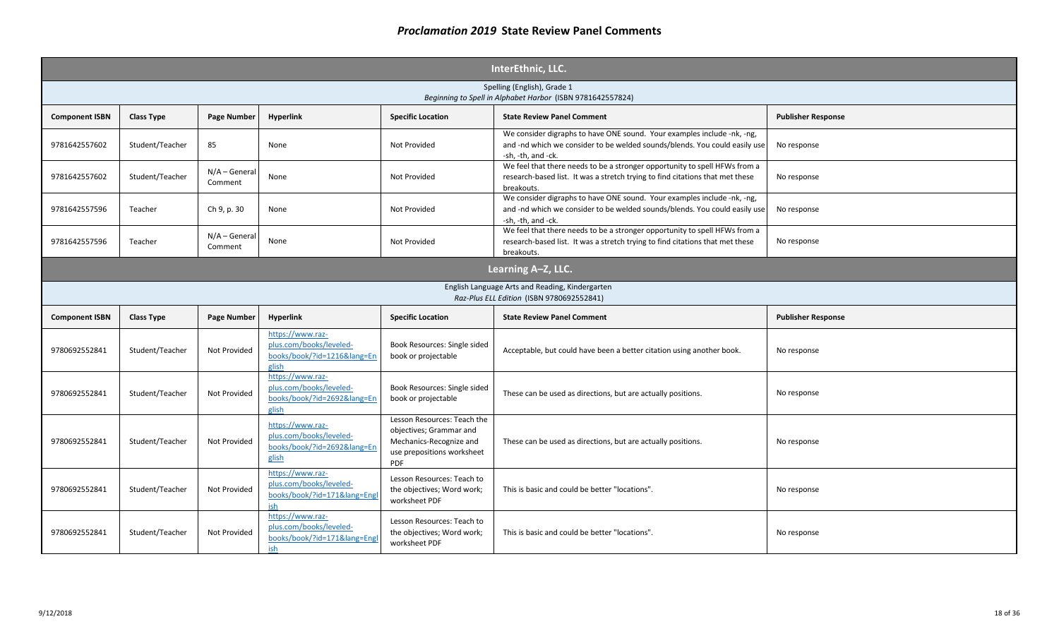# *Proclamation 2019* State Review Panel Comments

## InterEthnic, LLC.

Spelling (English), Grade 1
*Beginning to Spell in Alphabet Harbor* (ISBN 9781642557824)

| Component ISBN | Class Type | Page Number | Hyperlink | Specific Location | State Review Panel Comment | Publisher Response |
|---|---|---|---|---|---|---|
| 9781642557602 | Student/Teacher | 85 | None | Not Provided | We consider digraphs to have ONE sound. Your examples include -nk, -ng, and -nd which we consider to be welded sounds/blends. You could easily use -sh, -th, and -ck. | No response |
| 9781642557602 | Student/Teacher | N/A – General Comment | None | Not Provided | We feel that there needs to be a stronger opportunity to spell HFWs from a research-based list. It was a stretch trying to find citations that met these breakouts. | No response |
| 9781642557596 | Teacher | Ch 9, p. 30 | None | Not Provided | We consider digraphs to have ONE sound. Your examples include -nk, -ng, and -nd which we consider to be welded sounds/blends. You could easily use -sh, -th, and -ck. | No response |
| 9781642557596 | Teacher | N/A – General Comment | None | Not Provided | We feel that there needs to be a stronger opportunity to spell HFWs from a research-based list. It was a stretch trying to find citations that met these breakouts. | No response |

## Learning A–Z, LLC.

English Language Arts and Reading, Kindergarten
*Raz-Plus ELL Edition* (ISBN 9780692552841)

| Component ISBN | Class Type | Page Number | Hyperlink | Specific Location | State Review Panel Comment | Publisher Response |
|---|---|---|---|---|---|---|
| 9780692552841 | Student/Teacher | Not Provided | https://www.raz-plus.com/books/leveled-books/book/?id=1216&lang=English | Book Resources: Single sided book or projectable | Acceptable, but could have been a better citation using another book. | No response |
| 9780692552841 | Student/Teacher | Not Provided | https://www.raz-plus.com/books/leveled-books/book/?id=2692&lang=English | Book Resources: Single sided book or projectable | These can be used as directions, but are actually positions. | No response |
| 9780692552841 | Student/Teacher | Not Provided | https://www.raz-plus.com/books/leveled-books/book/?id=2692&lang=English | Lesson Resources: Teach the objectives; Grammar and Mechanics-Recognize and use prepositions worksheet PDF | These can be used as directions, but are actually positions. | No response |
| 9780692552841 | Student/Teacher | Not Provided | https://www.raz-plus.com/books/leveled-books/book/?id=171&lang=English | Lesson Resources: Teach to the objectives; Word work; worksheet PDF | This is basic and could be better "locations". | No response |
| 9780692552841 | Student/Teacher | Not Provided | https://www.raz-plus.com/books/leveled-books/book/?id=171&lang=English | Lesson Resources: Teach to the objectives; Word work; worksheet PDF | This is basic and could be better "locations". | No response |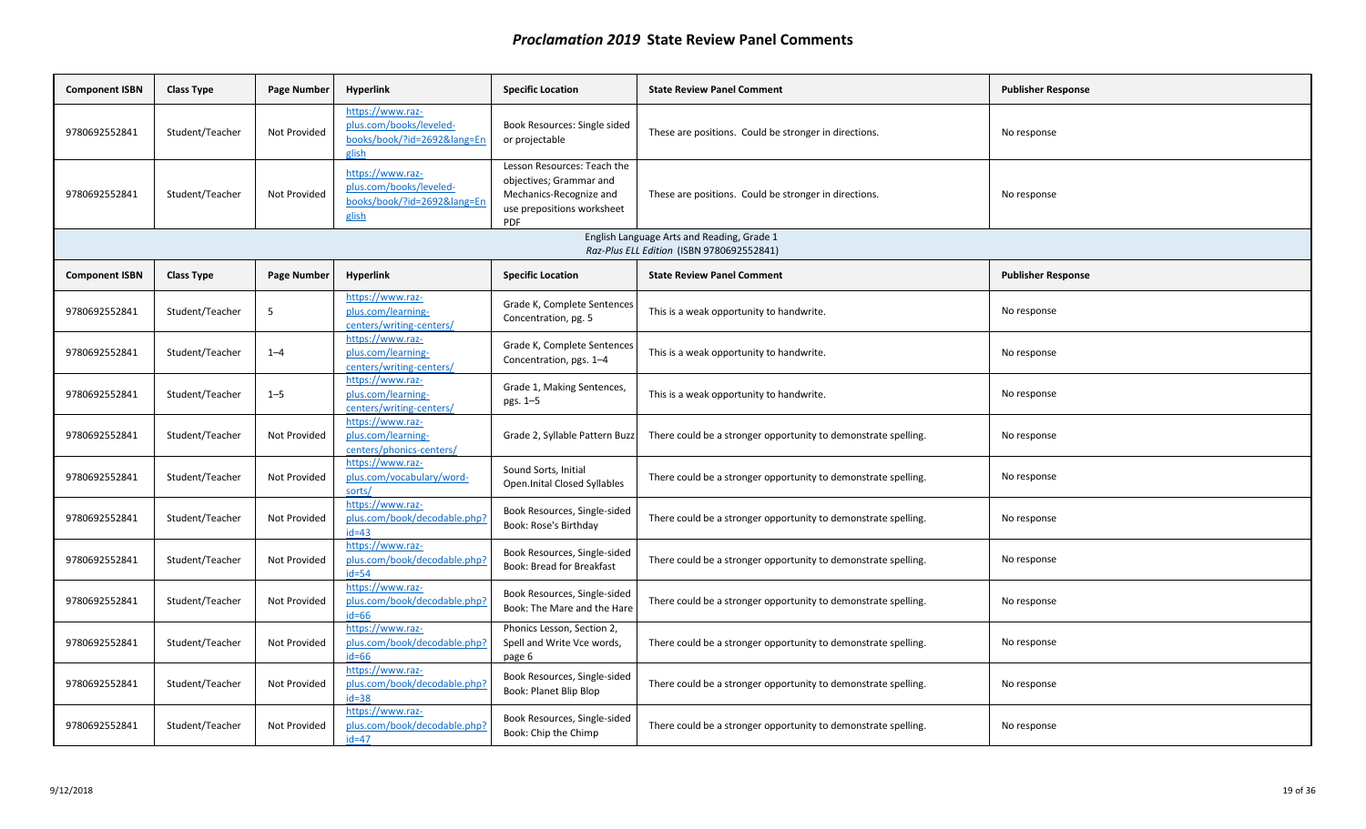## *Proclamation 2019* State Review Panel Comments

| Component ISBN | Class Type | Page Number | Hyperlink | Specific Location | State Review Panel Comment | Publisher Response |
|---|---|---|---|---|---|---|
| 9780692552841 | Student/Teacher | Not Provided | https://www.raz-plus.com/books/leveled-books/book/?id=2692&lang=English | Book Resources: Single sided or projectable | These are positions. Could be stronger in directions. | No response |
| 9780692552841 | Student/Teacher | Not Provided | https://www.raz-plus.com/books/leveled-books/book/?id=2692&lang=English | Lesson Resources: Teach the objectives; Grammar and Mechanics-Recognize and use prepositions worksheet PDF | These are positions. Could be stronger in directions. | No response |

English Language Arts and Reading, Grade 1
*Raz-Plus ELL Edition* (ISBN 9780692552841)

| Component ISBN | Class Type | Page Number | Hyperlink | Specific Location | State Review Panel Comment | Publisher Response |
|---|---|---|---|---|---|---|
| 9780692552841 | Student/Teacher | 5 | https://www.raz-plus.com/learning-centers/writing-centers/ | Grade K, Complete Sentences Concentration, pg. 5 | This is a weak opportunity to handwrite. | No response |
| 9780692552841 | Student/Teacher | 1–4 | https://www.raz-plus.com/learning-centers/writing-centers/ | Grade K, Complete Sentences Concentration, pgs. 1–4 | This is a weak opportunity to handwrite. | No response |
| 9780692552841 | Student/Teacher | 1–5 | https://www.raz-plus.com/learning-centers/writing-centers/ | Grade 1, Making Sentences, pgs. 1–5 | This is a weak opportunity to handwrite. | No response |
| 9780692552841 | Student/Teacher | Not Provided | https://www.raz-plus.com/learning-centers/phonics-centers/ | Grade 2, Syllable Pattern Buzz | There could be a stronger opportunity to demonstrate spelling. | No response |
| 9780692552841 | Student/Teacher | Not Provided | https://www.raz-plus.com/vocabulary/word-sorts/ | Sound Sorts, Initial Open.Inital Closed Syllables | There could be a stronger opportunity to demonstrate spelling. | No response |
| 9780692552841 | Student/Teacher | Not Provided | https://www.raz-plus.com/book/decodable.php?id=43 | Book Resources, Single-sided Book: Rose's Birthday | There could be a stronger opportunity to demonstrate spelling. | No response |
| 9780692552841 | Student/Teacher | Not Provided | https://www.raz-plus.com/book/decodable.php?id=54 | Book Resources, Single-sided Book: Bread for Breakfast | There could be a stronger opportunity to demonstrate spelling. | No response |
| 9780692552841 | Student/Teacher | Not Provided | https://www.raz-plus.com/book/decodable.php?id=66 | Book Resources, Single-sided Book: The Mare and the Hare | There could be a stronger opportunity to demonstrate spelling. | No response |
| 9780692552841 | Student/Teacher | Not Provided | https://www.raz-plus.com/book/decodable.php?id=66 | Phonics Lesson, Section 2, Spell and Write Vce words, page 6 | There could be a stronger opportunity to demonstrate spelling. | No response |
| 9780692552841 | Student/Teacher | Not Provided | https://www.raz-plus.com/book/decodable.php?id=38 | Book Resources, Single-sided Book: Planet Blip Blop | There could be a stronger opportunity to demonstrate spelling. | No response |
| 9780692552841 | Student/Teacher | Not Provided | https://www.raz-plus.com/book/decodable.php?id=47 | Book Resources, Single-sided Book: Chip the Chimp | There could be a stronger opportunity to demonstrate spelling. | No response |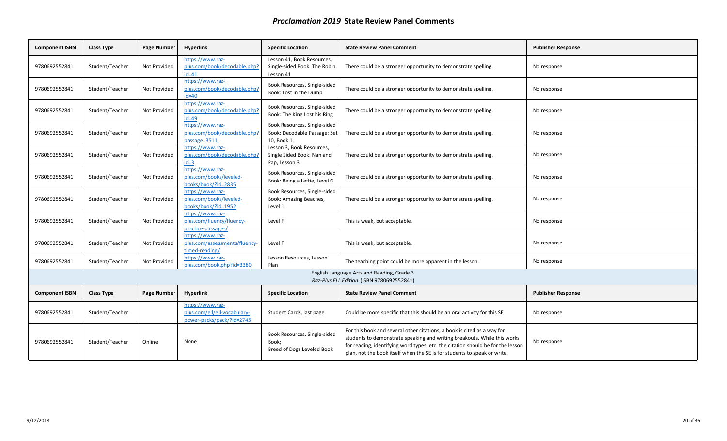## *Proclamation 2019* State Review Panel Comments

| Component ISBN | Class Type | Page Number | Hyperlink | Specific Location | State Review Panel Comment | Publisher Response |
|---|---|---|---|---|---|---|
| 9780692552841 | Student/Teacher | Not Provided | https://www.raz-plus.com/book/decodable.php?id=41 | Lesson 41, Book Resources, Single-sided Book: The Robin. Lesson 41 | There could be a stronger opportunity to demonstrate spelling. | No response |
| 9780692552841 | Student/Teacher | Not Provided | https://www.raz-plus.com/book/decodable.php?id=40 | Book Resources, Single-sided Book: Lost in the Dump | There could be a stronger opportunity to demonstrate spelling. | No response |
| 9780692552841 | Student/Teacher | Not Provided | https://www.raz-plus.com/book/decodable.php?id=49 | Book Resources, Single-sided Book: The King Lost his Ring | There could be a stronger opportunity to demonstrate spelling. | No response |
| 9780692552841 | Student/Teacher | Not Provided | https://www.raz-plus.com/book/decodable.php?passage=3511 | Book Resources, Single-sided Book: Decodable Passage: Set 10, Book 1 | There could be a stronger opportunity to demonstrate spelling. | No response |
| 9780692552841 | Student/Teacher | Not Provided | https://www.raz-plus.com/book/decodable.php?id=3 | Lesson 3, Book Resources, Single Sided Book: Nan and Pap, Lesson 3 | There could be a stronger opportunity to demonstrate spelling. | No response |
| 9780692552841 | Student/Teacher | Not Provided | https://www.raz-plus.com/books/leveled-books/book/?id=2835 | Book Resources, Single-sided Book: Being a Leftie, Level G | There could be a stronger opportunity to demonstrate spelling. | No response |
| 9780692552841 | Student/Teacher | Not Provided | https://www.raz-plus.com/books/leveled-books/book/?id=1952 | Book Resources, Single-sided Book: Amazing Beaches, Level 1 | There could be a stronger opportunity to demonstrate spelling. | No response |
| 9780692552841 | Student/Teacher | Not Provided | https://www.raz-plus.com/fluency/fluency-practice-passages/ | Level F | This is weak, but acceptable. | No response |
| 9780692552841 | Student/Teacher | Not Provided | https://www.raz-plus.com/assessments/fluency-timed-reading/ | Level F | This is weak, but acceptable. | No response |
| 9780692552841 | Student/Teacher | Not Provided | https://www.raz-plus.com/book.php?id=3380 | Lesson Resources, Lesson Plan | The teaching point could be more apparent in the lesson. | No response |

English Language Arts and Reading, Grade 3
*Raz-Plus ELL Edition* (ISBN 9780692552841)

| Component ISBN | Class Type | Page Number | Hyperlink | Specific Location | State Review Panel Comment | Publisher Response |
|---|---|---|---|---|---|---|
| 9780692552841 | Student/Teacher | | https://www.raz-plus.com/ell/ell-vocabulary-power-packs/pack/?id=2745 | Student Cards, last page | Could be more specific that this should be an oral activity for this SE | No response |
| 9780692552841 | Student/Teacher | Online | None | Book Resources, Single-sided Book; Breed of Dogs Leveled Book | For this book and several other citations, a book is cited as a way for students to demonstrate speaking and writing breakouts. While this works for reading, identifying word types, etc. the citation should be for the lesson plan, not the book itself when the SE is for students to speak or write. | No response |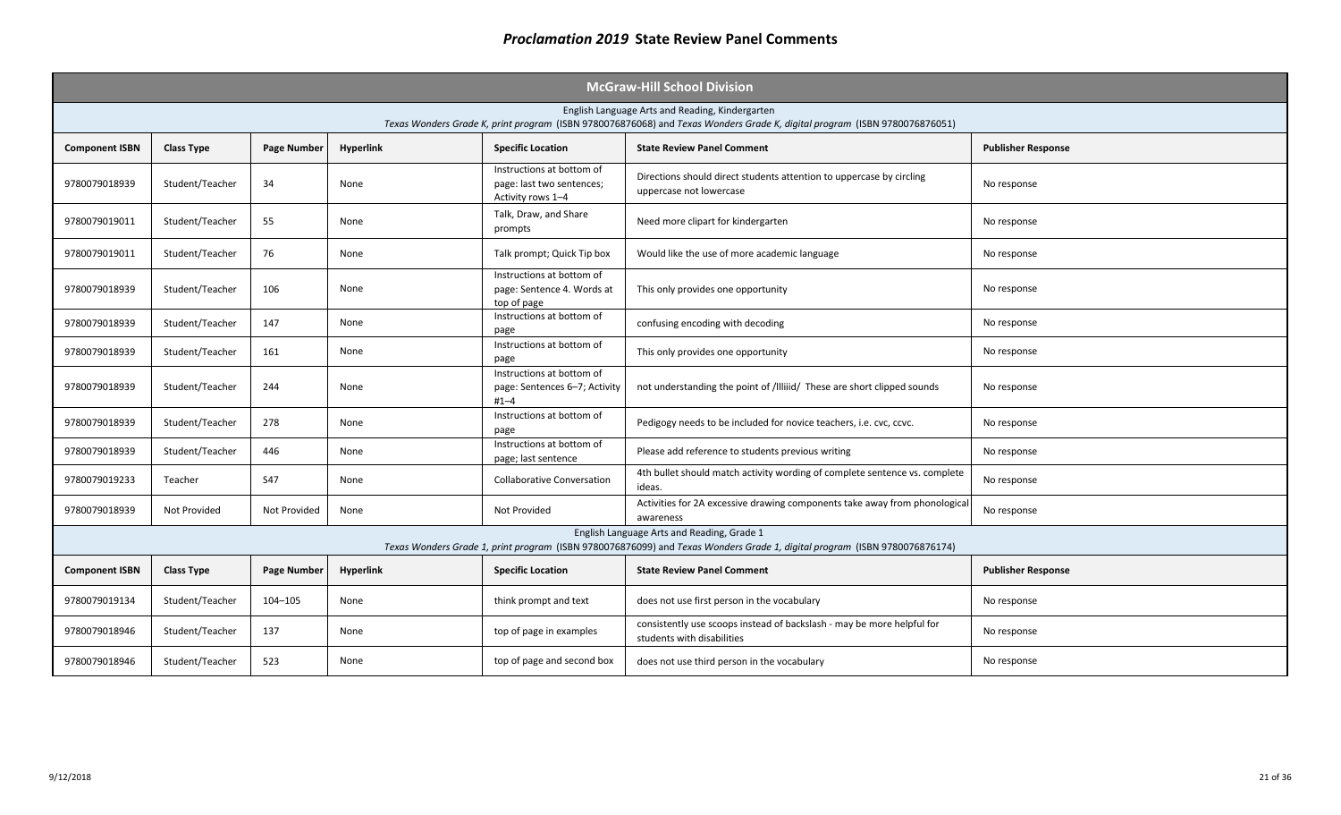# *Proclamation 2019* State Review Panel Comments

| McGraw-Hill School Division | | | | | | |
|---|---|---|---|---|---|---|
| English Language Arts and Reading, Kindergarten<br>*Texas Wonders Grade K, print program* (ISBN 9780076876068) and *Texas Wonders Grade K, digital program* (ISBN 9780076876051) | | | | | | |
| **Component ISBN** | **Class Type** | **Page Number** | **Hyperlink** | **Specific Location** | **State Review Panel Comment** | **Publisher Response** |
| 9780079018939 | Student/Teacher | 34 | None | Instructions at bottom of page: last two sentences; Activity rows 1–4 | Directions should direct students attention to uppercase by circling uppercase not lowercase | No response |
| 9780079019011 | Student/Teacher | 55 | None | Talk, Draw, and Share prompts | Need more clipart for kindergarten | No response |
| 9780079019011 | Student/Teacher | 76 | None | Talk prompt; Quick Tip box | Would like the use of more academic language | No response |
| 9780079018939 | Student/Teacher | 106 | None | Instructions at bottom of page: Sentence 4. Words at top of page | This only provides one opportunity | No response |
| 9780079018939 | Student/Teacher | 147 | None | Instructions at bottom of page | confusing encoding with decoding | No response |
| 9780079018939 | Student/Teacher | 161 | None | Instructions at bottom of page | This only provides one opportunity | No response |
| 9780079018939 | Student/Teacher | 244 | None | Instructions at bottom of page: Sentences 6–7; Activity #1–4 | not understanding the point of /llliiid/ These are short clipped sounds | No response |
| 9780079018939 | Student/Teacher | 278 | None | Instructions at bottom of page | Pedigogy needs to be included for novice teachers, i.e. cvc, ccvc. | No response |
| 9780079018939 | Student/Teacher | 446 | None | Instructions at bottom of page; last sentence | Please add reference to students previous writing | No response |
| 9780079019233 | Teacher | S47 | None | Collaborative Conversation | 4th bullet should match activity wording of complete sentence vs. complete ideas. | No response |
| 9780079018939 | Not Provided | Not Provided | None | Not Provided | Activities for 2A excessive drawing components take away from phonological awareness | No response |
| English Language Arts and Reading, Grade 1<br>*Texas Wonders Grade 1, print program* (ISBN 9780076876099) and *Texas Wonders Grade 1, digital program* (ISBN 9780076876174) | | | | | | |
| **Component ISBN** | **Class Type** | **Page Number** | **Hyperlink** | **Specific Location** | **State Review Panel Comment** | **Publisher Response** |
| 9780079019134 | Student/Teacher | 104–105 | None | think prompt and text | does not use first person in the vocabulary | No response |
| 9780079018946 | Student/Teacher | 137 | None | top of page in examples | consistently use scoops instead of backslash - may be more helpful for students with disabilities | No response |
| 9780079018946 | Student/Teacher | 523 | None | top of page and second box | does not use third person in the vocabulary | No response |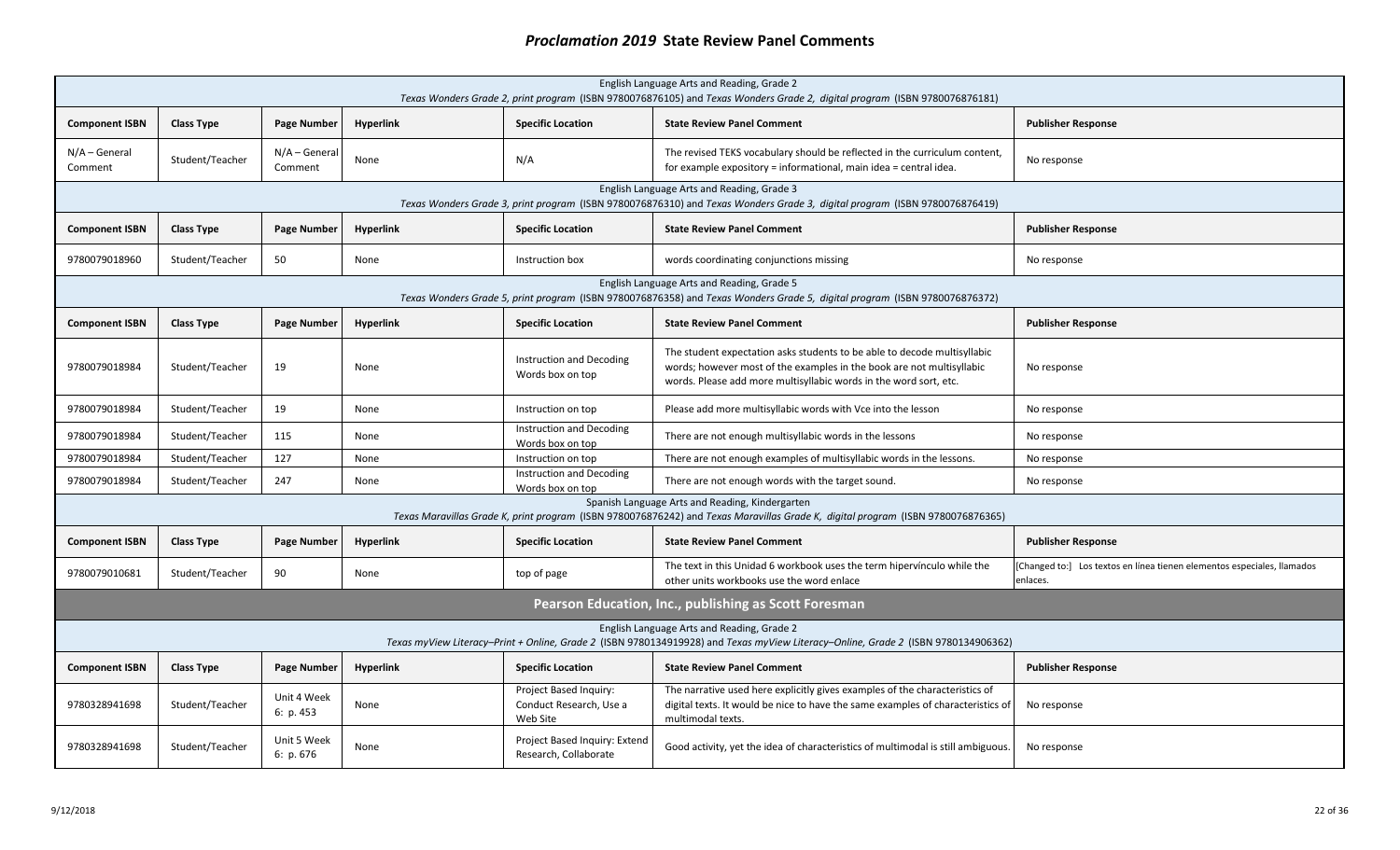# *Proclamation 2019* State Review Panel Comments

| English Language Arts and Reading, Grade 2<br>*Texas Wonders Grade 2, print program* (ISBN 9780076876105) and *Texas Wonders Grade 2, digital program* (ISBN 9780076876181) | | | | | | |
|---|---|---|---|---|---|---|
| **Component ISBN** | **Class Type** | **Page Number** | **Hyperlink** | **Specific Location** | **State Review Panel Comment** | **Publisher Response** |
| N/A – General Comment | Student/Teacher | N/A – General Comment | None | N/A | The revised TEKS vocabulary should be reflected in the curriculum content, for example expository = informational, main idea = central idea. | No response |

| English Language Arts and Reading, Grade 3<br>*Texas Wonders Grade 3, print program* (ISBN 9780076876310) and *Texas Wonders Grade 3, digital program* (ISBN 9780076876419) | | | | | | |
|---|---|---|---|---|---|---|
| **Component ISBN** | **Class Type** | **Page Number** | **Hyperlink** | **Specific Location** | **State Review Panel Comment** | **Publisher Response** |
| 9780079018960 | Student/Teacher | 50 | None | Instruction box | words coordinating conjunctions missing | No response |

| English Language Arts and Reading, Grade 5<br>*Texas Wonders Grade 5, print program* (ISBN 9780076876358) and *Texas Wonders Grade 5, digital program* (ISBN 9780076876372) | | | | | | |
|---|---|---|---|---|---|---|
| **Component ISBN** | **Class Type** | **Page Number** | **Hyperlink** | **Specific Location** | **State Review Panel Comment** | **Publisher Response** |
| 9780079018984 | Student/Teacher | 19 | None | Instruction and Decoding Words box on top | The student expectation asks students to be able to decode multisyllabic words; however most of the examples in the book are not multisyllabic words. Please add more multisyllabic words in the word sort, etc. | No response |
| 9780079018984 | Student/Teacher | 19 | None | Instruction on top | Please add more multisyllabic words with Vce into the lesson | No response |
| 9780079018984 | Student/Teacher | 115 | None | Instruction and Decoding Words box on top | There are not enough multisyllabic words in the lessons | No response |
| 9780079018984 | Student/Teacher | 127 | None | Instruction on top | There are not enough examples of multisyllabic words in the lessons. | No response |
| 9780079018984 | Student/Teacher | 247 | None | Instruction and Decoding Words box on top | There are not enough words with the target sound. | No response |

| Spanish Language Arts and Reading, Kindergarten<br>*Texas Maravillas Grade K, print program* (ISBN 9780076876242) and *Texas Maravillas Grade K, digital program* (ISBN 9780076876365) | | | | | | |
|---|---|---|---|---|---|---|
| **Component ISBN** | **Class Type** | **Page Number** | **Hyperlink** | **Specific Location** | **State Review Panel Comment** | **Publisher Response** |
| 9780079010681 | Student/Teacher | 90 | None | top of page | The text in this Unidad 6 workbook uses the term hipervínculo while the other units workbooks use the word enlace | [Changed to:] Los textos en línea tienen elementos especiales, llamados enlaces. |

## Pearson Education, Inc., publishing as Scott Foresman

| English Language Arts and Reading, Grade 2<br>*Texas myView Literacy–Print + Online, Grade 2* (ISBN 9780134919928) and *Texas myView Literacy–Online, Grade 2* (ISBN 9780134906362) | | | | | | |
|---|---|---|---|---|---|---|
| **Component ISBN** | **Class Type** | **Page Number** | **Hyperlink** | **Specific Location** | **State Review Panel Comment** | **Publisher Response** |
| 9780328941698 | Student/Teacher | Unit 4 Week 6: p. 453 | None | Project Based Inquiry: Conduct Research, Use a Web Site | The narrative used here explicitly gives examples of the characteristics of digital texts. It would be nice to have the same examples of characteristics of multimodal texts. | No response |
| 9780328941698 | Student/Teacher | Unit 5 Week 6: p. 676 | None | Project Based Inquiry: Extend Research, Collaborate | Good activity, yet the idea of characteristics of multimodal is still ambiguous. | No response |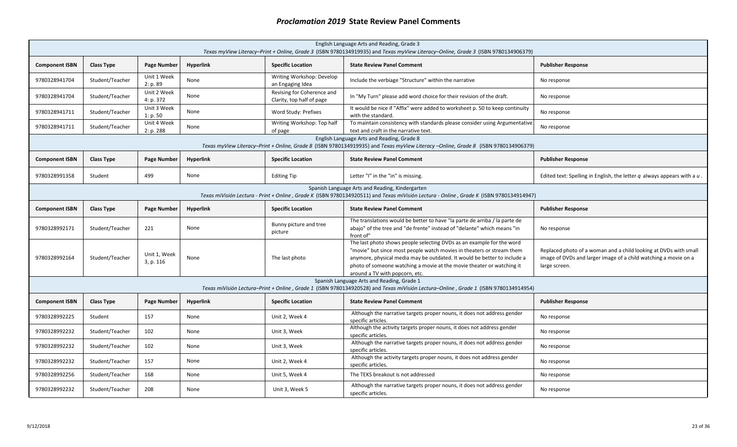# *Proclamation 2019* State Review Panel Comments

| English Language Arts and Reading, Grade 3<br>*Texas myView Literacy–Print + Online, Grade 3* (ISBN 9780134919935) and *Texas myView Literacy–Online, Grade 3* (ISBN 9780134906379) | | | | | | |
|---|---|---|---|---|---|---|
| **Component ISBN** | **Class Type** | **Page Number** | **Hyperlink** | **Specific Location** | **State Review Panel Comment** | **Publisher Response** |
| 9780328941704 | Student/Teacher | Unit 1 Week 2: p. 89 | None | Writing Workshop: Develop an Engaging Idea | Include the verbiage "Structure" within the narrative | No response |
| 9780328941704 | Student/Teacher | Unit 2 Week 4: p. 372 | None | Revising for Coherence and Clarity, top half of page | In "My Turn" please add word choice for their revision of the draft. | No response |
| 9780328941711 | Student/Teacher | Unit 3 Week 1: p. 50 | None | Word Study: Prefixes | It would be nice if "Affix" were added to worksheet p. 50 to keep continuity with the standard. | No response |
| 9780328941711 | Student/Teacher | Unit 4 Week 2: p. 288 | None | Writing Workshop: Top half of page | To maintain consistency with standards please consider using Argumentative text and craft in the narrative text. | No response |

| English Language Arts and Reading, Grade 8<br>*Texas myView Literacy–Print + Online, Grade 8* (ISBN 9780134919935) and *Texas myView Literacy –Online, Grade 8* (ISBN 9780134906379) | | | | | | |
|---|---|---|---|---|---|---|
| **Component ISBN** | **Class Type** | **Page Number** | **Hyperlink** | **Specific Location** | **State Review Panel Comment** | **Publisher Response** |
| 9780328991358 | Student | 499 | None | Editing Tip | Letter "I" in the "in" is missing. | Edited text: Spelling in English, the letter *q* always appears with a *u* . |

| Spanish Language Arts and Reading, Kindergarten<br>*Texas miVisión Lectura - Print + Online , Grade K* (ISBN 9780134920511) and *Texas miVisión Lectura - Online , Grade K* (ISBN 9780134914947) | | | | | | |
|---|---|---|---|---|---|---|
| **Component ISBN** | **Class Type** | **Page Number** | **Hyperlink** | **Specific Location** | **State Review Panel Comment** | **Publisher Response** |
| 9780328992171 | Student/Teacher | 221 | None | Bunny picture and tree picture | The translations would be better to have "la parte de arriba / la parte de abajo" of the tree and "de frente" instead of "delante" which means "in front of" | No response |
| 9780328992164 | Student/Teacher | Unit 1, Week 3, p. 116 | None | The last photo | The last photo shows people selecting DVDs as an example for the word "movie" but since most people watch movies in theaters or stream them anymore, physical media may be outdated. It would be better to include a photo of someone watching a movie at the movie theater or watching it around a TV with popcorn, etc. | Replaced photo of a woman and a child looking at DVDs with small image of DVDs and larger image of a child watching a movie on a large screen. |

| Spanish Language Arts and Reading, Grade 1<br>*Texas miVisión Lectura–Print + Online , Grade 1* (ISBN 9780134920528) and *Texas miVisión Lectura–Online , Grade 1* (ISBN 9780134914954) | | | | | | |
|---|---|---|---|---|---|---|
| **Component ISBN** | **Class Type** | **Page Number** | **Hyperlink** | **Specific Location** | **State Review Panel Comment** | **Publisher Response** |
| 9780328992225 | Student | 157 | None | Unit 2, Week 4 | Although the narrative targets proper nouns, it does not address gender specific articles. | No response |
| 9780328992232 | Student/Teacher | 102 | None | Unit 3, Week | Although the activity targets proper nouns, it does not address gender specific articles. | No response |
| 9780328992232 | Student/Teacher | 102 | None | Unit 3, Week | Although the narrative targets proper nouns, it does not address gender specific articles. | No response |
| 9780328992232 | Student/Teacher | 157 | None | Unit 2, Week 4 | Although the activity targets proper nouns, it does not address gender specific articles. | No response |
| 9780328992256 | Student/Teacher | 168 | None | Unit 5, Week 4 | The TEKS breakout is not addressed | No response |
| 9780328992232 | Student/Teacher | 208 | None | Unit 3, Week 5 | Although the narrative targets proper nouns, it does not address gender specific articles. | No response |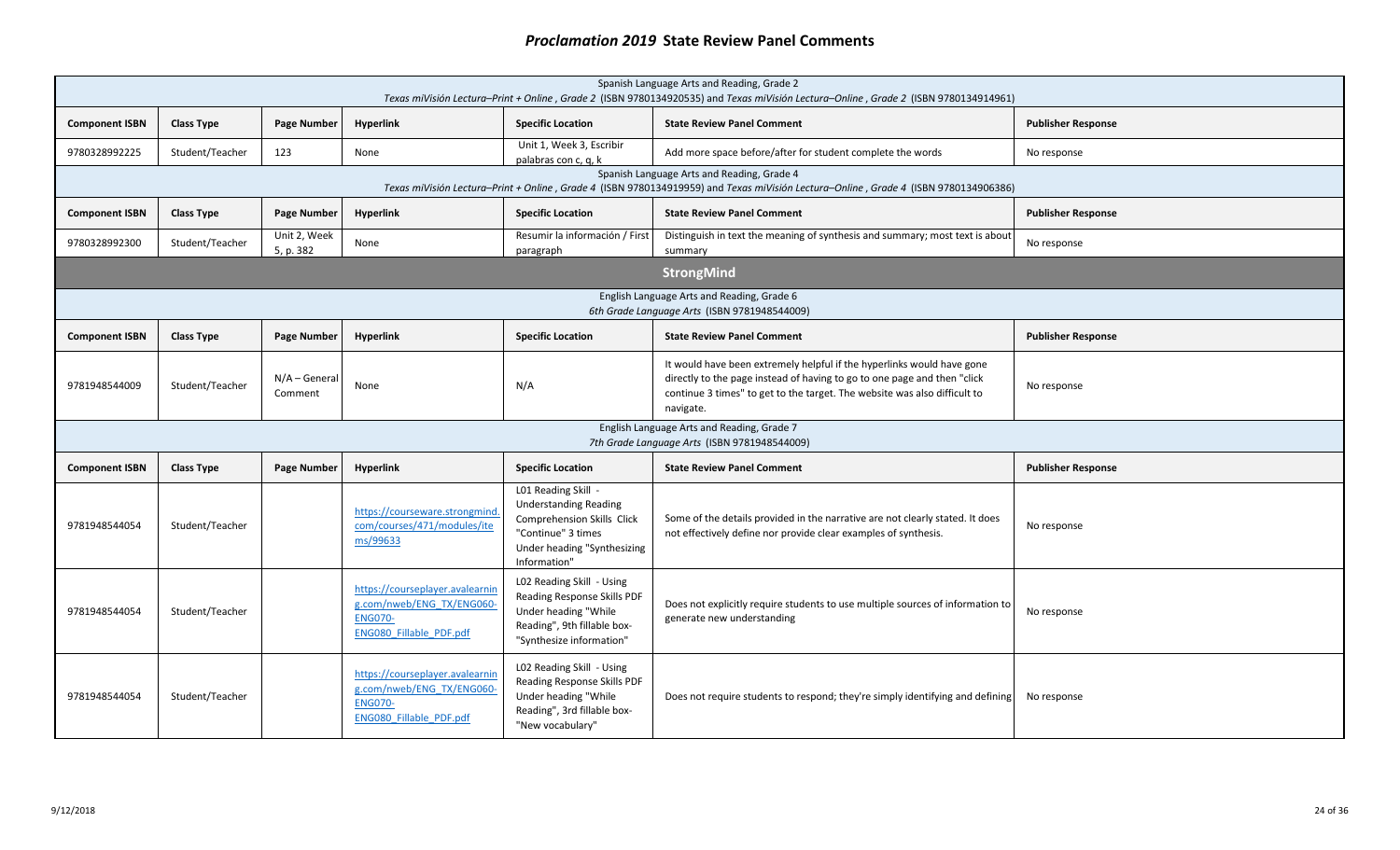# *Proclamation 2019* State Review Panel Comments

| Spanish Language Arts and Reading, Grade 2<br>*Texas miVisión Lectura–Print + Online , Grade 2* (ISBN 9780134920535) and *Texas miVisión Lectura–Online , Grade 2* (ISBN 9780134914961) | | | | | | |
|---|---|---|---|---|---|---|
| **Component ISBN** | **Class Type** | **Page Number** | **Hyperlink** | **Specific Location** | **State Review Panel Comment** | **Publisher Response** |
| 9780328992225 | Student/Teacher | 123 | None | Unit 1, Week 3, Escribir palabras con c, q, k | Add more space before/after for student complete the words | No response |

| Spanish Language Arts and Reading, Grade 4<br>*Texas miVisión Lectura–Print + Online , Grade 4* (ISBN 9780134919959) and *Texas miVisión Lectura–Online , Grade 4* (ISBN 9780134906386) | | | | | | |
|---|---|---|---|---|---|---|
| **Component ISBN** | **Class Type** | **Page Number** | **Hyperlink** | **Specific Location** | **State Review Panel Comment** | **Publisher Response** |
| 9780328992300 | Student/Teacher | Unit 2, Week 5, p. 382 | None | Resumir la información / First paragraph | Distinguish in text the meaning of synthesis and summary; most text is about summary | No response |

## StrongMind

| English Language Arts and Reading, Grade 6<br>*6th Grade Language Arts* (ISBN 9781948544009) | | | | | | |
|---|---|---|---|---|---|---|
| **Component ISBN** | **Class Type** | **Page Number** | **Hyperlink** | **Specific Location** | **State Review Panel Comment** | **Publisher Response** |
| 9781948544009 | Student/Teacher | N/A – General Comment | None | N/A | It would have been extremely helpful if the hyperlinks would have gone directly to the page instead of having to go to one page and then "click continue 3 times" to get to the target. The website was also difficult to navigate. | No response |

| English Language Arts and Reading, Grade 7<br>*7th Grade Language Arts* (ISBN 9781948544009) | | | | | | |
|---|---|---|---|---|---|---|
| **Component ISBN** | **Class Type** | **Page Number** | **Hyperlink** | **Specific Location** | **State Review Panel Comment** | **Publisher Response** |
| 9781948544054 | Student/Teacher | | https://courseware.strongmind.com/courses/471/modules/items/99633 | L01 Reading Skill - Understanding Reading Comprehension Skills Click "Continue" 3 times Under heading "Synthesizing Information" | Some of the details provided in the narrative are not clearly stated. It does not effectively define nor provide clear examples of synthesis. | No response |
| 9781948544054 | Student/Teacher | | https://courseplayer.avalearning.com/nweb/ENG_TX/ENG060-ENG070-ENG080_Fillable_PDF.pdf | L02 Reading Skill - Using Reading Response Skills PDF Under heading "While Reading", 9th fillable box- "Synthesize information" | Does not explicitly require students to use multiple sources of information to generate new understanding | No response |
| 9781948544054 | Student/Teacher | | https://courseplayer.avalearning.com/nweb/ENG_TX/ENG060-ENG070-ENG080_Fillable_PDF.pdf | L02 Reading Skill - Using Reading Response Skills PDF Under heading "While Reading", 3rd fillable box- "New vocabulary" | Does not require students to respond; they're simply identifying and defining | No response |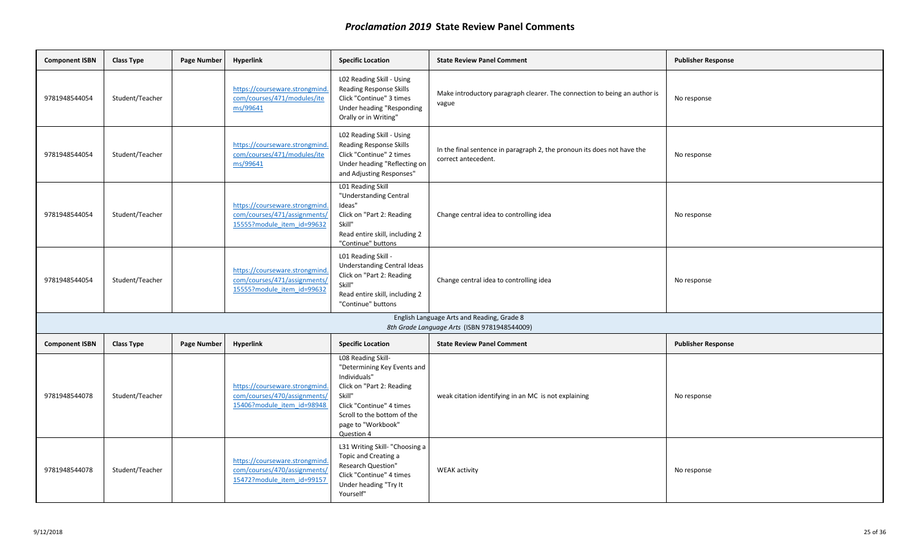# *Proclamation 2019* State Review Panel Comments

| Component ISBN | Class Type | Page Number | Hyperlink | Specific Location | State Review Panel Comment | Publisher Response |
|---|---|---|---|---|---|---|
| 9781948544054 | Student/Teacher | | https://courseware.strongmind.com/courses/471/modules/items/99641 | L02 Reading Skill - Using Reading Response Skills Click "Continue" 3 times Under heading "Responding Orally or in Writing" | Make introductory paragraph clearer. The connection to being an author is vague | No response |
| 9781948544054 | Student/Teacher | | https://courseware.strongmind.com/courses/471/modules/items/99641 | L02 Reading Skill - Using Reading Response Skills Click "Continue" 2 times Under heading "Reflecting on and Adjusting Responses" | In the final sentence in paragraph 2, the pronoun its does not have the correct antecedent. | No response |
| 9781948544054 | Student/Teacher | | https://courseware.strongmind.com/courses/471/assignments/15555?module_item_id=99632 | L01 Reading Skill "Understanding Central Ideas" Click on "Part 2: Reading Skill" Read entire skill, including 2 "Continue" buttons | Change central idea to controlling idea | No response |
| 9781948544054 | Student/Teacher | | https://courseware.strongmind.com/courses/471/assignments/15555?module_item_id=99632 | L01 Reading Skill - Understanding Central Ideas Click on "Part 2: Reading Skill" Read entire skill, including 2 "Continue" buttons | Change central idea to controlling idea | No response |

English Language Arts and Reading, Grade 8
*8th Grade Language Arts* (ISBN 9781948544009)

| Component ISBN | Class Type | Page Number | Hyperlink | Specific Location | State Review Panel Comment | Publisher Response |
|---|---|---|---|---|---|---|
| 9781948544078 | Student/Teacher | | https://courseware.strongmind.com/courses/470/assignments/15406?module_item_id=98948 | L08 Reading Skill- "Determining Key Events and Individuals" Click on "Part 2: Reading Skill" Click "Continue" 4 times Scroll to the bottom of the page to "Workbook" Question 4 | weak citation identifying in an MC is not explaining | No response |
| 9781948544078 | Student/Teacher | | https://courseware.strongmind.com/courses/470/assignments/15472?module_item_id=99157 | L31 Writing Skill- "Choosing a Topic and Creating a Research Question" Click "Continue" 4 times Under heading "Try It Yourself" | WEAK activity | No response |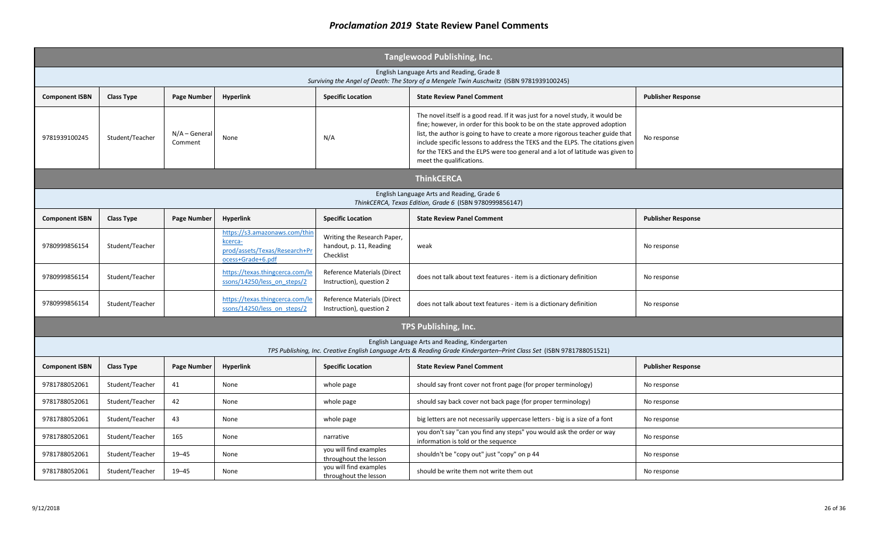# *Proclamation 2019* State Review Panel Comments

## Tanglewood Publishing, Inc.

English Language Arts and Reading, Grade 8
*Surviving the Angel of Death: The Story of a Mengele Twin Auschwitz* (ISBN 9781939100245)

| Component ISBN | Class Type | Page Number | Hyperlink | Specific Location | State Review Panel Comment | Publisher Response |
|---|---|---|---|---|---|---|
| 9781939100245 | Student/Teacher | N/A – General Comment | None | N/A | The novel itself is a good read. If it was just for a novel study, it would be fine; however, in order for this book to be on the state approved adoption list, the author is going to have to create a more rigorous teacher guide that include specific lessons to address the TEKS and the ELPS. The citations given for the TEKS and the ELPS were too general and a lot of latitude was given to meet the qualifications. | No response |

## ThinkCERCA

English Language Arts and Reading, Grade 6
*ThinkCERCA, Texas Edition, Grade 6* (ISBN 9780999856147)

| Component ISBN | Class Type | Page Number | Hyperlink | Specific Location | State Review Panel Comment | Publisher Response |
|---|---|---|---|---|---|---|
| 9780999856154 | Student/Teacher | | https://s3.amazonaws.com/thinkcerca-prod/assets/Texas/Research+Process+Grade+6.pdf | Writing the Research Paper, handout, p. 11, Reading Checklist | weak | No response |
| 9780999856154 | Student/Teacher | | https://texas.thingcerca.com/lessons/14250/less_on_steps/2 | Reference Materials (Direct Instruction), question 2 | does not talk about text features - item is a dictionary definition | No response |
| 9780999856154 | Student/Teacher | | https://texas.thingcerca.com/lessons/14250/less_on_steps/2 | Reference Materials (Direct Instruction), question 2 | does not talk about text features - item is a dictionary definition | No response |

## TPS Publishing, Inc.

English Language Arts and Reading, Kindergarten
*TPS Publishing, Inc. Creative English Language Arts & Reading Grade Kindergarten–Print Class Set* (ISBN 9781788051521)

| Component ISBN | Class Type | Page Number | Hyperlink | Specific Location | State Review Panel Comment | Publisher Response |
|---|---|---|---|---|---|---|
| 9781788052061 | Student/Teacher | 41 | None | whole page | should say front cover not front page (for proper terminology) | No response |
| 9781788052061 | Student/Teacher | 42 | None | whole page | should say back cover not back page (for proper terminology) | No response |
| 9781788052061 | Student/Teacher | 43 | None | whole page | big letters are not necessarily uppercase letters - big is a size of a font | No response |
| 9781788052061 | Student/Teacher | 165 | None | narrative | you don't say "can you find any steps" you would ask the order or way information is told or the sequence | No response |
| 9781788052061 | Student/Teacher | 19–45 | None | you will find examples throughout the lesson | shouldn't be "copy out" just "copy" on p 44 | No response |
| 9781788052061 | Student/Teacher | 19–45 | None | you will find examples throughout the lesson | should be write them not write them out | No response |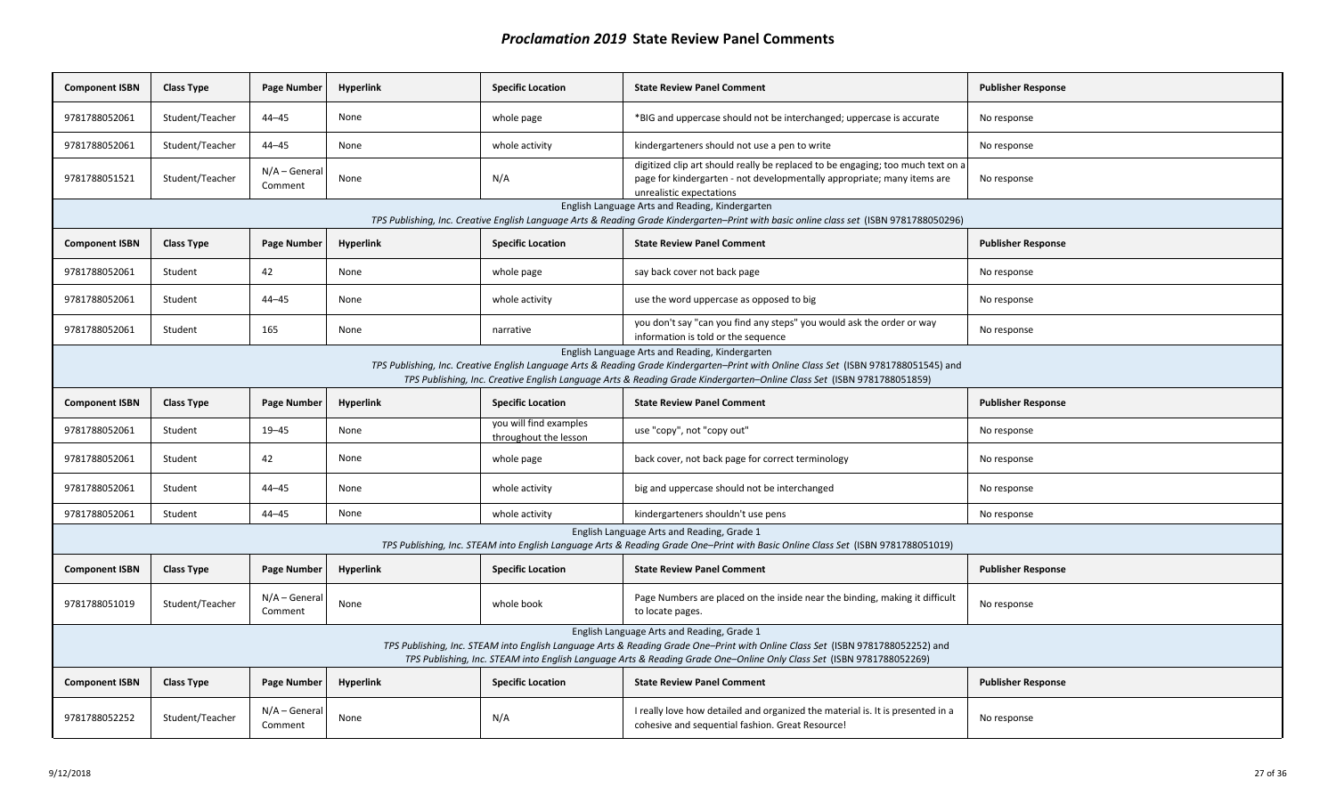| Component ISBN | Class Type | Page Number | Hyperlink | Specific Location | State Review Panel Comment | Publisher Response |
|---|---|---|---|---|---|---|
| 9781788052061 | Student/Teacher | 44–45 | None | whole page | *BIG and uppercase should not be interchanged; uppercase is accurate | No response |
| 9781788052061 | Student/Teacher | 44–45 | None | whole activity | kindergarteners should not use a pen to write | No response |
| 9781788051521 | Student/Teacher | N/A – General Comment | None | N/A | digitized clip art should really be replaced to be engaging; too much text on a page for kindergarten - not developmentally appropriate; many items are unrealistic expectations | No response |

English Language Arts and Reading, Kindergarten

*TPS Publishing, Inc. Creative English Language Arts & Reading Grade Kindergarten–Print with basic online class set* (ISBN 9781788050296)

| Component ISBN | Class Type | Page Number | Hyperlink | Specific Location | State Review Panel Comment | Publisher Response |
|---|---|---|---|---|---|---|
| 9781788052061 | Student | 42 | None | whole page | say back cover not back page | No response |
| 9781788052061 | Student | 44–45 | None | whole activity | use the word uppercase as opposed to big | No response |
| 9781788052061 | Student | 165 | None | narrative | you don't say "can you find any steps" you would ask the order or way information is told or the sequence | No response |

English Language Arts and Reading, Kindergarten

*TPS Publishing, Inc. Creative English Language Arts & Reading Grade Kindergarten–Print with Online Class Set* (ISBN 9781788051545) and
*TPS Publishing, Inc. Creative English Language Arts & Reading Grade Kindergarten–Online Class Set* (ISBN 9781788051859)

| Component ISBN | Class Type | Page Number | Hyperlink | Specific Location | State Review Panel Comment | Publisher Response |
|---|---|---|---|---|---|---|
| 9781788052061 | Student | 19–45 | None | you will find examples throughout the lesson | use "copy", not "copy out" | No response |
| 9781788052061 | Student | 42 | None | whole page | back cover, not back page for correct terminology | No response |
| 9781788052061 | Student | 44–45 | None | whole activity | big and uppercase should not be interchanged | No response |
| 9781788052061 | Student | 44–45 | None | whole activity | kindergarteners shouldn't use pens | No response |

English Language Arts and Reading, Grade 1

*TPS Publishing, Inc. STEAM into English Language Arts & Reading Grade One–Print with Basic Online Class Set* (ISBN 9781788051019)

| Component ISBN | Class Type | Page Number | Hyperlink | Specific Location | State Review Panel Comment | Publisher Response |
|---|---|---|---|---|---|---|
| 9781788051019 | Student/Teacher | N/A – General Comment | None | whole book | Page Numbers are placed on the inside near the binding, making it difficult to locate pages. | No response |

English Language Arts and Reading, Grade 1

*TPS Publishing, Inc. STEAM into English Language Arts & Reading Grade One–Print with Online Class Set* (ISBN 9781788052252) and
*TPS Publishing, Inc. STEAM into English Language Arts & Reading Grade One–Online Only Class Set* (ISBN 9781788052269)

| Component ISBN | Class Type | Page Number | Hyperlink | Specific Location | State Review Panel Comment | Publisher Response |
|---|---|---|---|---|---|---|
| 9781788052252 | Student/Teacher | N/A – General Comment | None | N/A | I really love how detailed and organized the material is. It is presented in a cohesive and sequential fashion. Great Resource! | No response |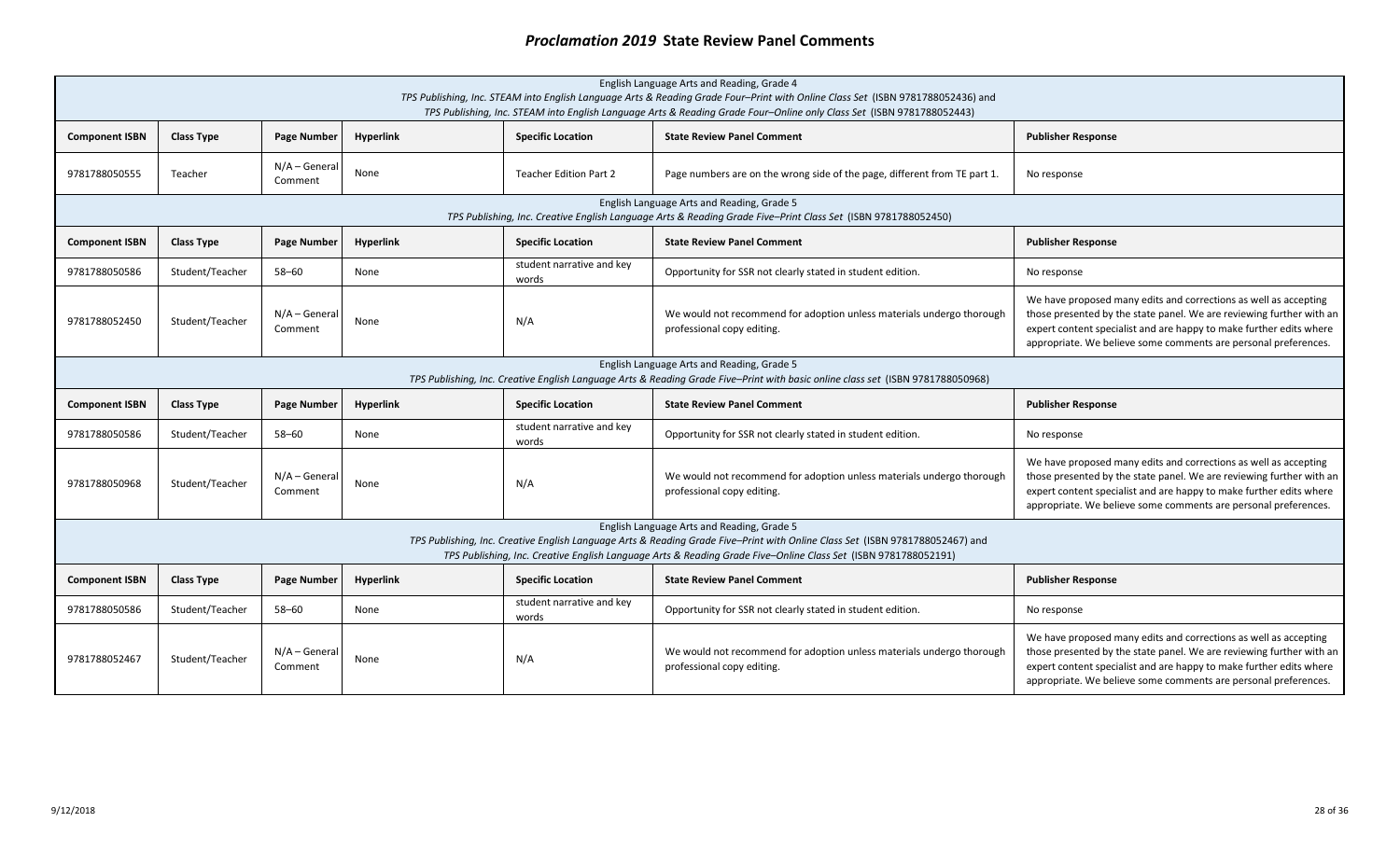## *Proclamation 2019* State Review Panel Comments

English Language Arts and Reading, Grade 4

*TPS Publishing, Inc. STEAM into English Language Arts & Reading Grade Four–Print with Online Class Set* (ISBN 9781788052436) and
*TPS Publishing, Inc. STEAM into English Language Arts & Reading Grade Four–Online only Class Set* (ISBN 9781788052443)

| Component ISBN | Class Type | Page Number | Hyperlink | Specific Location | State Review Panel Comment | Publisher Response |
|---|---|---|---|---|---|---|
| 9781788050555 | Teacher | N/A – General Comment | None | Teacher Edition Part 2 | Page numbers are on the wrong side of the page, different from TE part 1. | No response |

English Language Arts and Reading, Grade 5

*TPS Publishing, Inc. Creative English Language Arts & Reading Grade Five–Print Class Set* (ISBN 9781788052450)

| Component ISBN | Class Type | Page Number | Hyperlink | Specific Location | State Review Panel Comment | Publisher Response |
|---|---|---|---|---|---|---|
| 9781788050586 | Student/Teacher | 58–60 | None | student narrative and key words | Opportunity for SSR not clearly stated in student edition. | No response |
| 9781788052450 | Student/Teacher | N/A – General Comment | None | N/A | We would not recommend for adoption unless materials undergo thorough professional copy editing. | We have proposed many edits and corrections as well as accepting those presented by the state panel. We are reviewing further with an expert content specialist and are happy to make further edits where appropriate. We believe some comments are personal preferences. |

English Language Arts and Reading, Grade 5

*TPS Publishing, Inc. Creative English Language Arts & Reading Grade Five–Print with basic online class set* (ISBN 9781788050968)

| Component ISBN | Class Type | Page Number | Hyperlink | Specific Location | State Review Panel Comment | Publisher Response |
|---|---|---|---|---|---|---|
| 9781788050586 | Student/Teacher | 58–60 | None | student narrative and key words | Opportunity for SSR not clearly stated in student edition. | No response |
| 9781788050968 | Student/Teacher | N/A – General Comment | None | N/A | We would not recommend for adoption unless materials undergo thorough professional copy editing. | We have proposed many edits and corrections as well as accepting those presented by the state panel. We are reviewing further with an expert content specialist and are happy to make further edits where appropriate. We believe some comments are personal preferences. |

English Language Arts and Reading, Grade 5

*TPS Publishing, Inc. Creative English Language Arts & Reading Grade Five–Print with Online Class Set* (ISBN 9781788052467) and
*TPS Publishing, Inc. Creative English Language Arts & Reading Grade Five–Online Class Set* (ISBN 9781788052191)

| Component ISBN | Class Type | Page Number | Hyperlink | Specific Location | State Review Panel Comment | Publisher Response |
|---|---|---|---|---|---|---|
| 9781788050586 | Student/Teacher | 58–60 | None | student narrative and key words | Opportunity for SSR not clearly stated in student edition. | No response |
| 9781788052467 | Student/Teacher | N/A – General Comment | None | N/A | We would not recommend for adoption unless materials undergo thorough professional copy editing. | We have proposed many edits and corrections as well as accepting those presented by the state panel. We are reviewing further with an expert content specialist and are happy to make further edits where appropriate. We believe some comments are personal preferences. |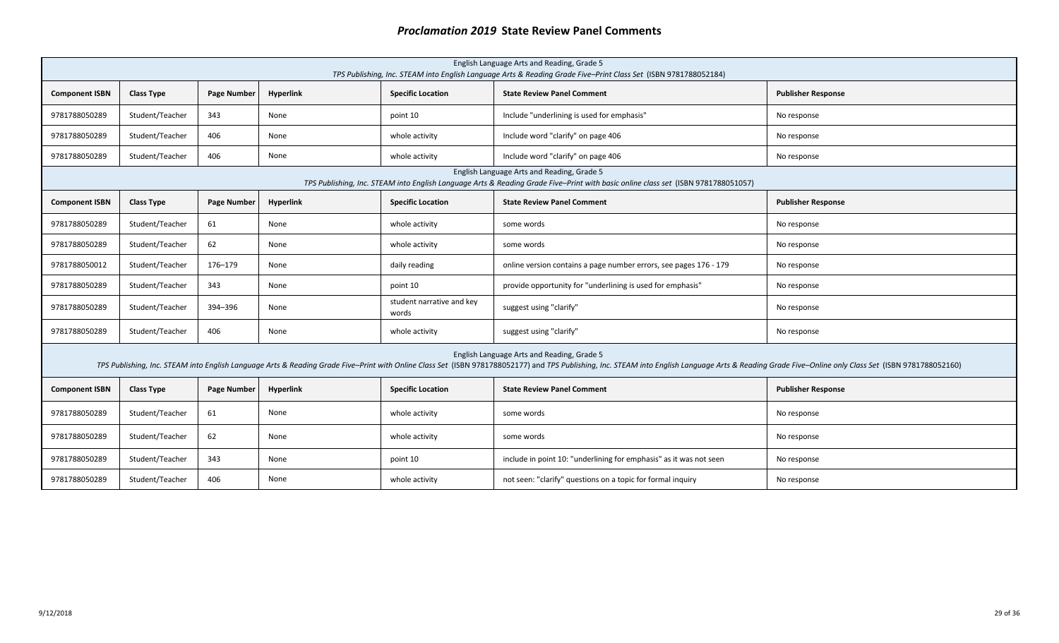# *Proclamation 2019* State Review Panel Comments

| English Language Arts and Reading, Grade 5<br>*TPS Publishing, Inc. STEAM into English Language Arts & Reading Grade Five–Print Class Set* (ISBN 9781788052184) | | | | | | |
|---|---|---|---|---|---|---|
| **Component ISBN** | **Class Type** | **Page Number** | **Hyperlink** | **Specific Location** | **State Review Panel Comment** | **Publisher Response** |
| 9781788050289 | Student/Teacher | 343 | None | point 10 | Include "underlining is used for emphasis" | No response |
| 9781788050289 | Student/Teacher | 406 | None | whole activity | Include word "clarify" on page 406 | No response |
| 9781788050289 | Student/Teacher | 406 | None | whole activity | Include word "clarify" on page 406 | No response |

| English Language Arts and Reading, Grade 5<br>*TPS Publishing, Inc. STEAM into English Language Arts & Reading Grade Five–Print with basic online class set* (ISBN 9781788051057) | | | | | | |
|---|---|---|---|---|---|---|
| **Component ISBN** | **Class Type** | **Page Number** | **Hyperlink** | **Specific Location** | **State Review Panel Comment** | **Publisher Response** |
| 9781788050289 | Student/Teacher | 61 | None | whole activity | some words | No response |
| 9781788050289 | Student/Teacher | 62 | None | whole activity | some words | No response |
| 9781788050012 | Student/Teacher | 176–179 | None | daily reading | online version contains a page number errors, see pages 176 - 179 | No response |
| 9781788050289 | Student/Teacher | 343 | None | point 10 | provide opportunity for "underlining is used for emphasis" | No response |
| 9781788050289 | Student/Teacher | 394–396 | None | student narrative and key words | suggest using "clarify" | No response |
| 9781788050289 | Student/Teacher | 406 | None | whole activity | suggest using "clarify" | No response |

| English Language Arts and Reading, Grade 5<br>*TPS Publishing, Inc. STEAM into English Language Arts & Reading Grade Five–Print with Online Class Set* (ISBN 9781788052177) and *TPS Publishing, Inc. STEAM into English Language Arts & Reading Grade Five–Online only Class Set* (ISBN 9781788052160) | | | | | | |
|---|---|---|---|---|---|---|
| **Component ISBN** | **Class Type** | **Page Number** | **Hyperlink** | **Specific Location** | **State Review Panel Comment** | **Publisher Response** |
| 9781788050289 | Student/Teacher | 61 | None | whole activity | some words | No response |
| 9781788050289 | Student/Teacher | 62 | None | whole activity | some words | No response |
| 9781788050289 | Student/Teacher | 343 | None | point 10 | include in point 10: "underlining for emphasis" as it was not seen | No response |
| 9781788050289 | Student/Teacher | 406 | None | whole activity | not seen: "clarify" questions on a topic for formal inquiry | No response |

9/12/2018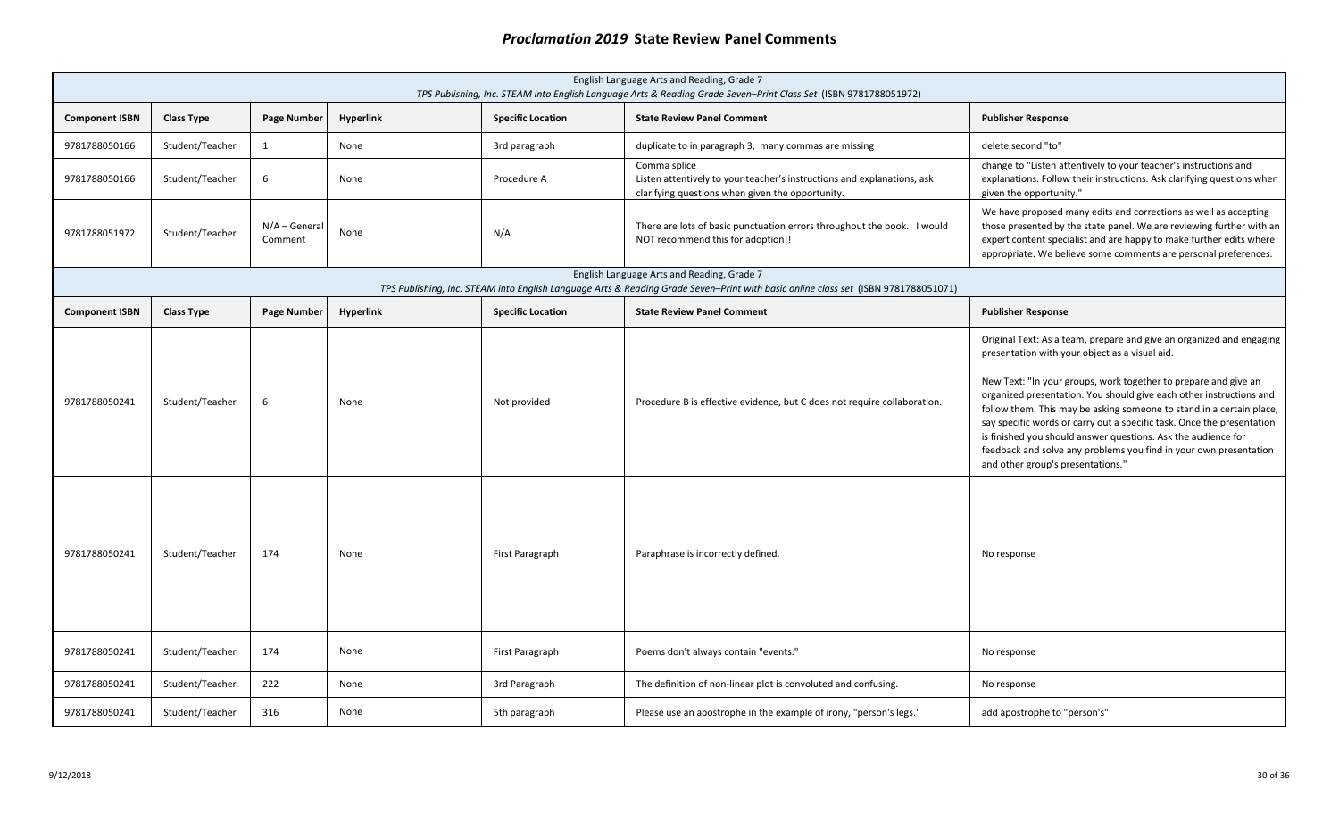# *Proclamation 2019* State Review Panel Comments

| English Language Arts and Reading, Grade 7 *TPS Publishing, Inc. STEAM into English Language Arts & Reading Grade Seven–Print Class Set* (ISBN 9781788051972) | | | | | | |
|---|---|---|---|---|---|---|
| **Component ISBN** | **Class Type** | **Page Number** | **Hyperlink** | **Specific Location** | **State Review Panel Comment** | **Publisher Response** |
| 9781788050166 | Student/Teacher | 1 | None | 3rd paragraph | duplicate to in paragraph 3, many commas are missing | delete second "to" |
| 9781788050166 | Student/Teacher | 6 | None | Procedure A | Comma splice<br>Listen attentively to your teacher's instructions and explanations, ask clarifying questions when given the opportunity. | change to "Listen attentively to your teacher's instructions and explanations. Follow their instructions. Ask clarifying questions when given the opportunity." |
| 9781788051972 | Student/Teacher | N/A – General Comment | None | N/A | There are lots of basic punctuation errors throughout the book. I would NOT recommend this for adoption!! | We have proposed many edits and corrections as well as accepting those presented by the state panel. We are reviewing further with an expert content specialist and are happy to make further edits where appropriate. We believe some comments are personal preferences. |

| English Language Arts and Reading, Grade 7 *TPS Publishing, Inc. STEAM into English Language Arts & Reading Grade Seven–Print with basic online class set* (ISBN 9781788051071) | | | | | | |
|---|---|---|---|---|---|---|
| **Component ISBN** | **Class Type** | **Page Number** | **Hyperlink** | **Specific Location** | **State Review Panel Comment** | **Publisher Response** |
| 9781788050241 | Student/Teacher | 6 | None | Not provided | Procedure B is effective evidence, but C does not require collaboration. | Original Text: As a team, prepare and give an organized and engaging presentation with your object as a visual aid.<br><br>New Text: "In your groups, work together to prepare and give an organized presentation. You should give each other instructions and follow them. This may be asking someone to stand in a certain place, say specific words or carry out a specific task. Once the presentation is finished you should answer questions. Ask the audience for feedback and solve any problems you find in your own presentation and other group's presentations." |
| 9781788050241 | Student/Teacher | 174 | None | First Paragraph | Paraphrase is incorrectly defined. | No response |
| 9781788050241 | Student/Teacher | 174 | None | First Paragraph | Poems don't always contain "events." | No response |
| 9781788050241 | Student/Teacher | 222 | None | 3rd Paragraph | The definition of non-linear plot is convoluted and confusing. | No response |
| 9781788050241 | Student/Teacher | 316 | None | 5th paragraph | Please use an apostrophe in the example of irony, "person's legs." | add apostrophe to "person's" |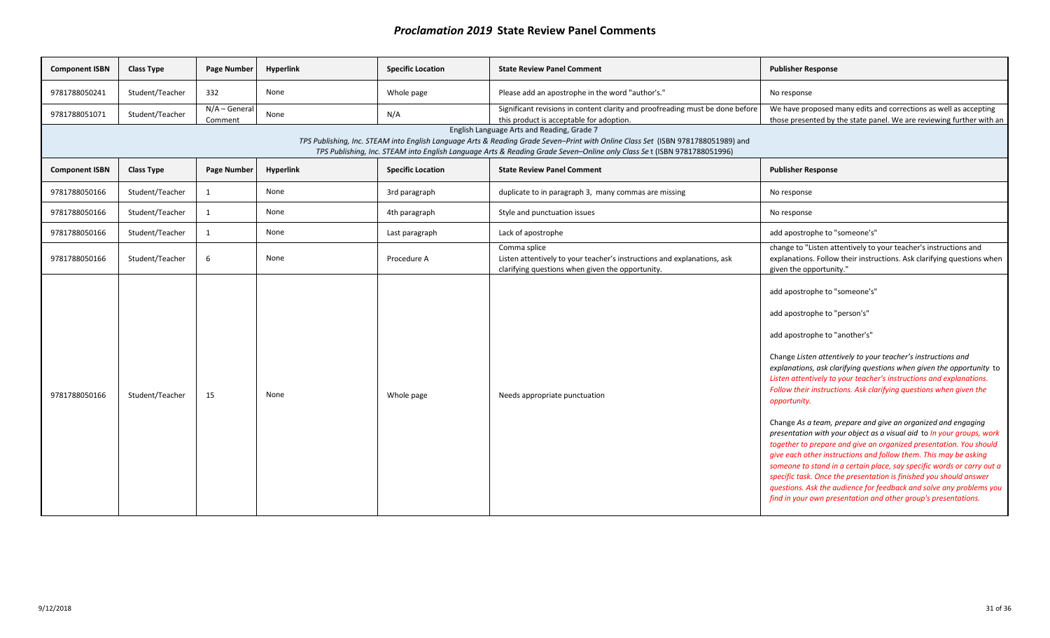# *Proclamation 2019* State Review Panel Comments

| Component ISBN | Class Type | Page Number | Hyperlink | Specific Location | State Review Panel Comment | Publisher Response |
|---|---|---|---|---|---|---|
| 9781788050241 | Student/Teacher | 332 | None | Whole page | Please add an apostrophe in the word "author's." | No response |
| 9781788051071 | Student/Teacher | N/A – General Comment | None | N/A | Significant revisions in content clarity and proofreading must be done before this product is acceptable for adoption. | We have proposed many edits and corrections as well as accepting those presented by the state panel. We are reviewing further with an |

English Language Arts and Reading, Grade 7

*TPS Publishing, Inc. STEAM into English Language Arts & Reading Grade Seven–Print with Online Class Set* (ISBN 9781788051989) and
*TPS Publishing, Inc. STEAM into English Language Arts & Reading Grade Seven–Online only Class Se* t (ISBN 9781788051996)

| Component ISBN | Class Type | Page Number | Hyperlink | Specific Location | State Review Panel Comment | Publisher Response |
|---|---|---|---|---|---|---|
| 9781788050166 | Student/Teacher | 1 | None | 3rd paragraph | duplicate to in paragraph 3, many commas are missing | No response |
| 9781788050166 | Student/Teacher | 1 | None | 4th paragraph | Style and punctuation issues | No response |
| 9781788050166 | Student/Teacher | 1 | None | Last paragraph | Lack of apostrophe | add apostrophe to "someone's" |
| 9781788050166 | Student/Teacher | 6 | None | Procedure A | Comma splice<br>Listen attentively to your teacher's instructions and explanations, ask clarifying questions when given the opportunity. | change to "Listen attentively to your teacher's instructions and explanations. Follow their instructions. Ask clarifying questions when given the opportunity." |
| 9781788050166 | Student/Teacher | 15 | None | Whole page | Needs appropriate punctuation | add apostrophe to "someone's"<br><br>add apostrophe to "person's"<br><br>add apostrophe to "another's"<br><br>Change *Listen attentively to your teacher's instructions and explanations, ask clarifying questions when given the opportunity* to *Listen attentively to your teacher's instructions and explanations. Follow their instructions. Ask clarifying questions when given the opportunity.*<br><br>Change *As a team, prepare and give an organized and engaging presentation with your object as a visual aid* to *In your groups, work together to prepare and give an organized presentation. You should give each other instructions and follow them. This may be asking someone to stand in a certain place, say specific words or carry out a specific task. Once the presentation is finished you should answer questions. Ask the audience for feedback and solve any problems you find in your own presentation and other group's presentations.* |

9/12/2018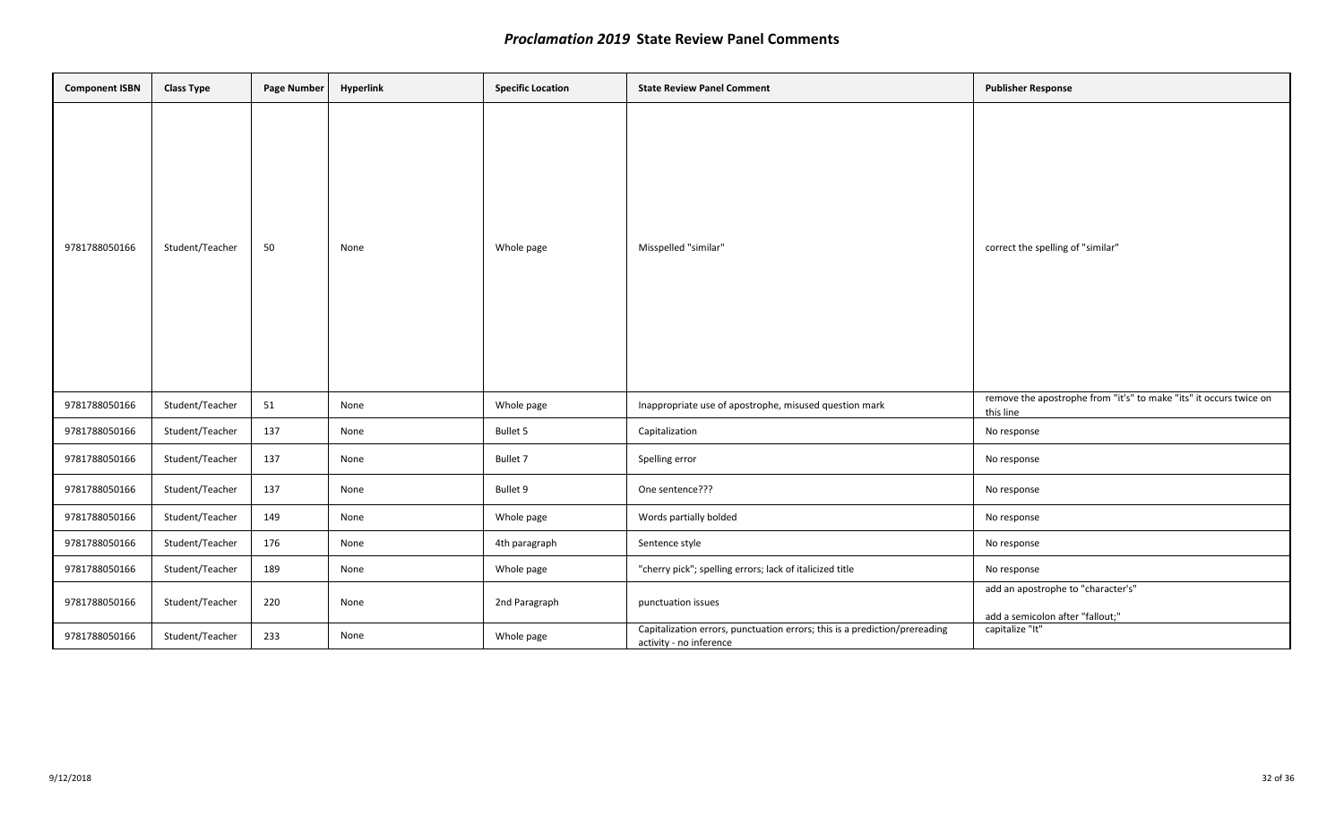# *Proclamation 2019* State Review Panel Comments

| Component ISBN | Class Type | Page Number | Hyperlink | Specific Location | State Review Panel Comment | Publisher Response |
|---|---|---|---|---|---|---|
| 9781788050166 | Student/Teacher | 50 | None | Whole page | Misspelled "similar" | correct the spelling of "similar" |
| 9781788050166 | Student/Teacher | 51 | None | Whole page | Inappropriate use of apostrophe, misused question mark | remove the apostrophe from "it's" to make "its" it occurs twice on this line |
| 9781788050166 | Student/Teacher | 137 | None | Bullet 5 | Capitalization | No response |
| 9781788050166 | Student/Teacher | 137 | None | Bullet 7 | Spelling error | No response |
| 9781788050166 | Student/Teacher | 137 | None | Bullet 9 | One sentence??? | No response |
| 9781788050166 | Student/Teacher | 149 | None | Whole page | Words partially bolded | No response |
| 9781788050166 | Student/Teacher | 176 | None | 4th paragraph | Sentence style | No response |
| 9781788050166 | Student/Teacher | 189 | None | Whole page | "cherry pick"; spelling errors; lack of italicized title | No response |
| 9781788050166 | Student/Teacher | 220 | None | 2nd Paragraph | punctuation issues | add an apostrophe to "character's"<br><br>add a semicolon after "fallout;" |
| 9781788050166 | Student/Teacher | 233 | None | Whole page | Capitalization errors, punctuation errors; this is a prediction/prereading activity - no inference | capitalize "It" |

9/12/2018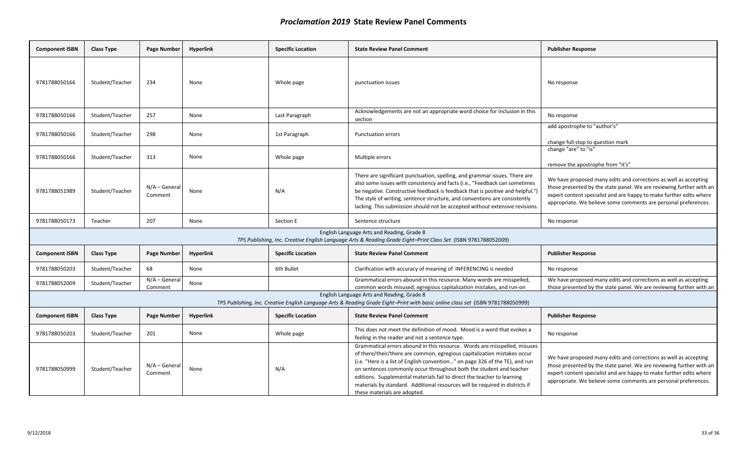# *Proclamation 2019* State Review Panel Comments

| Component ISBN | Class Type | Page Number | Hyperlink | Specific Location | State Review Panel Comment | Publisher Response |
|---|---|---|---|---|---|---|
| 9781788050166 | Student/Teacher | 234 | None | Whole page | punctuation issues | No response |
| 9781788050166 | Student/Teacher | 257 | None | Last Paragraph | Acknowledgements are not an appropriate word choice for inclusion in this section | No response |
| 9781788050166 | Student/Teacher | 298 | None | 1st Paragraph | Punctuation errors | add apostrophe to "author's"<br><br>change full stop to question mark |
| 9781788050166 | Student/Teacher | 313 | None | Whole page | Multiple errors | change "are" to "is"<br><br>remove the apostrophe from "it's" |
| 9781788051989 | Student/Teacher | N/A – General Comment | None | N/A | There are significant punctuation, spelling, and grammar issues. There are also some issues with consistency and facts (i.e., "Feedback can sometimes be negative. Constructive feedback is feedback that is positive and helpful.") The style of writing, sentence structure, and conventions are consistently lacking. This submission should not be accepted without extensive revisions. | We have proposed many edits and corrections as well as accepting those presented by the state panel. We are reviewing further with an expert content specialist and are happy to make further edits where appropriate. We believe some comments are personal preferences. |
| 9781788050173 | Teacher | 207 | None | Section E | Sentence structure | No response |

English Language Arts and Reading, Grade 8
*TPS Publishing, Inc. Creative English Language Arts & Reading Grade Eight–Print Class Set (ISBN 9781788052009)*

| Component ISBN | Class Type | Page Number | Hyperlink | Specific Location | State Review Panel Comment | Publisher Response |
|---|---|---|---|---|---|---|
| 9781788050203 | Student/Teacher | 68 | None | 6th Bullet | Clarification with accuracy of meaning of INFERENCING is needed | No response |
| 9781788052009 | Student/Teacher | N/A – General Comment | None | | Grammatical errors abound in this resource. Many words are misspelled, common words misused, egregious capitalization mistakes, and run-on | We have proposed many edits and corrections as well as accepting those presented by the state panel. We are reviewing further with an |

English Language Arts and Reading, Grade 8
*TPS Publishing, Inc. Creative English Language Arts & Reading Grade Eight–Print with basic online class set (ISBN 9781788050999)*

| Component ISBN | Class Type | Page Number | Hyperlink | Specific Location | State Review Panel Comment | Publisher Response |
|---|---|---|---|---|---|---|
| 9781788050203 | Student/Teacher | 201 | None | Whole page | This does not meet the definition of mood. Mood is a word that evokes a feeling in the reader and not a sentence type. | No response |
| 9781788050999 | Student/Teacher | N/A – General Comment | None | N/A | Grammatical errors abound in this resource. Words are misspelled, misuses of there/their/there are common, egregious capitalization mistakes occur (i.e. "Here is a list of English convention..." on page 326 of the TE), and run on sentences commonly occur throughout both the student and teacher editions. Supplemental materials fail to direct the teacher to learning materials by standard. Additional resources will be required in districts if these materials are adopted. | We have proposed many edits and corrections as well as accepting those presented by the state panel. We are reviewing further with an expert content specialist and are happy to make further edits where appropriate. We believe some comments are personal preferences. |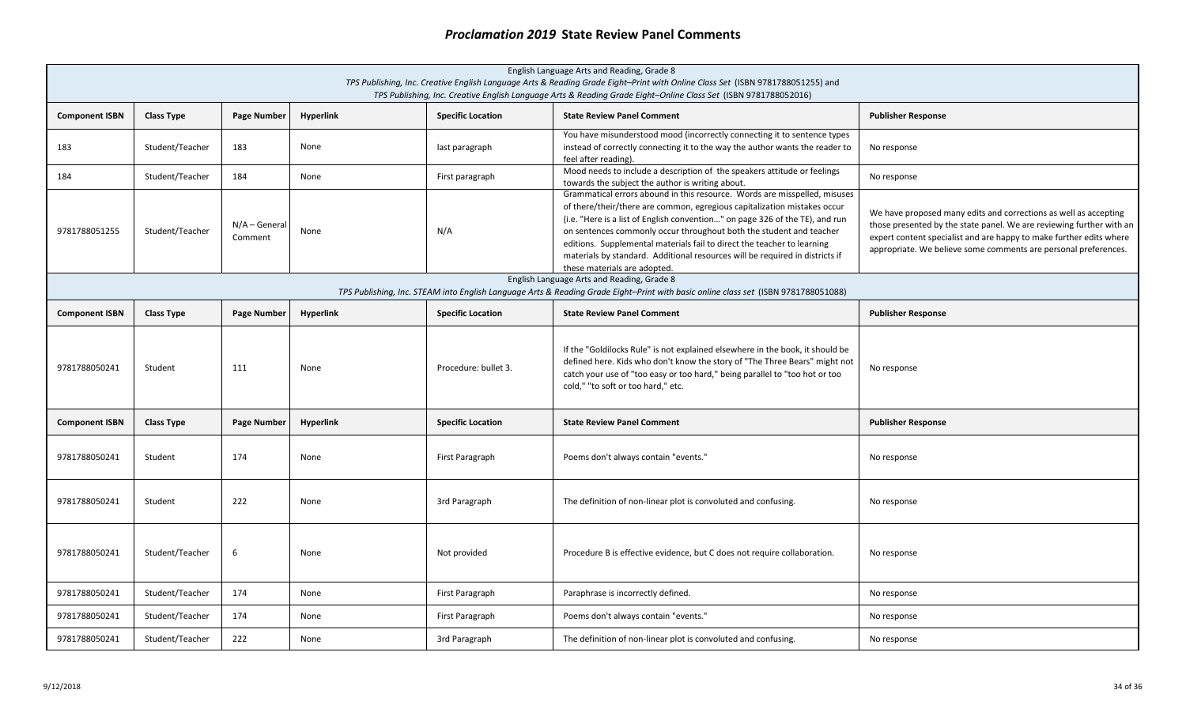# *Proclamation 2019* State Review Panel Comments

| English Language Arts and Reading, Grade 8<br>*TPS Publishing, Inc. Creative English Language Arts & Reading Grade Eight–Print with Online Class Set* (ISBN 9781788051255) and<br>*TPS Publishing, Inc. Creative English Language Arts & Reading Grade Eight–Online Class Set* (ISBN 9781788052016) | | | | | | |
|---|---|---|---|---|---|---|
| **Component ISBN** | **Class Type** | **Page Number** | **Hyperlink** | **Specific Location** | **State Review Panel Comment** | **Publisher Response** |
| 183 | Student/Teacher | 183 | None | last paragraph | You have misunderstood mood (incorrectly connecting it to sentence types instead of correctly connecting it to the way the author wants the reader to feel after reading). | No response |
| 184 | Student/Teacher | 184 | None | First paragraph | Mood needs to include a description of the speakers attitude or feelings towards the subject the author is writing about. | No response |
| 9781788051255 | Student/Teacher | N/A – General Comment | None | N/A | Grammatical errors abound in this resource. Words are misspelled, misuses of there/their/there are common, egregious capitalization mistakes occur (i.e. "Here is a list of English convention..." on page 326 of the TE), and run on sentences commonly occur throughout both the student and teacher editions. Supplemental materials fail to direct the teacher to learning materials by standard. Additional resources will be required in districts if these materials are adopted. | We have proposed many edits and corrections as well as accepting those presented by the state panel. We are reviewing further with an expert content specialist and are happy to make further edits where appropriate. We believe some comments are personal preferences. |

| English Language Arts and Reading, Grade 8<br>*TPS Publishing, Inc. STEAM into English Language Arts & Reading Grade Eight–Print with basic online class set* (ISBN 9781788051088) | | | | | | |
|---|---|---|---|---|---|---|
| **Component ISBN** | **Class Type** | **Page Number** | **Hyperlink** | **Specific Location** | **State Review Panel Comment** | **Publisher Response** |
| 9781788050241 | Student | 111 | None | Procedure: bullet 3. | If the "Goldilocks Rule" is not explained elsewhere in the book, it should be defined here. Kids who don't know the story of "The Three Bears" might not catch your use of "too easy or too hard," being parallel to "too hot or too cold," "to soft or too hard," etc. | No response |
| **Component ISBN** | **Class Type** | **Page Number** | **Hyperlink** | **Specific Location** | **State Review Panel Comment** | **Publisher Response** |
| 9781788050241 | Student | 174 | None | First Paragraph | Poems don't always contain "events." | No response |
| 9781788050241 | Student | 222 | None | 3rd Paragraph | The definition of non-linear plot is convoluted and confusing. | No response |
| 9781788050241 | Student/Teacher | 6 | None | Not provided | Procedure B is effective evidence, but C does not require collaboration. | No response |
| 9781788050241 | Student/Teacher | 174 | None | First Paragraph | Paraphrase is incorrectly defined. | No response |
| 9781788050241 | Student/Teacher | 174 | None | First Paragraph | Poems don't always contain "events." | No response |
| 9781788050241 | Student/Teacher | 222 | None | 3rd Paragraph | The definition of non-linear plot is convoluted and confusing. | No response |

9/12/2018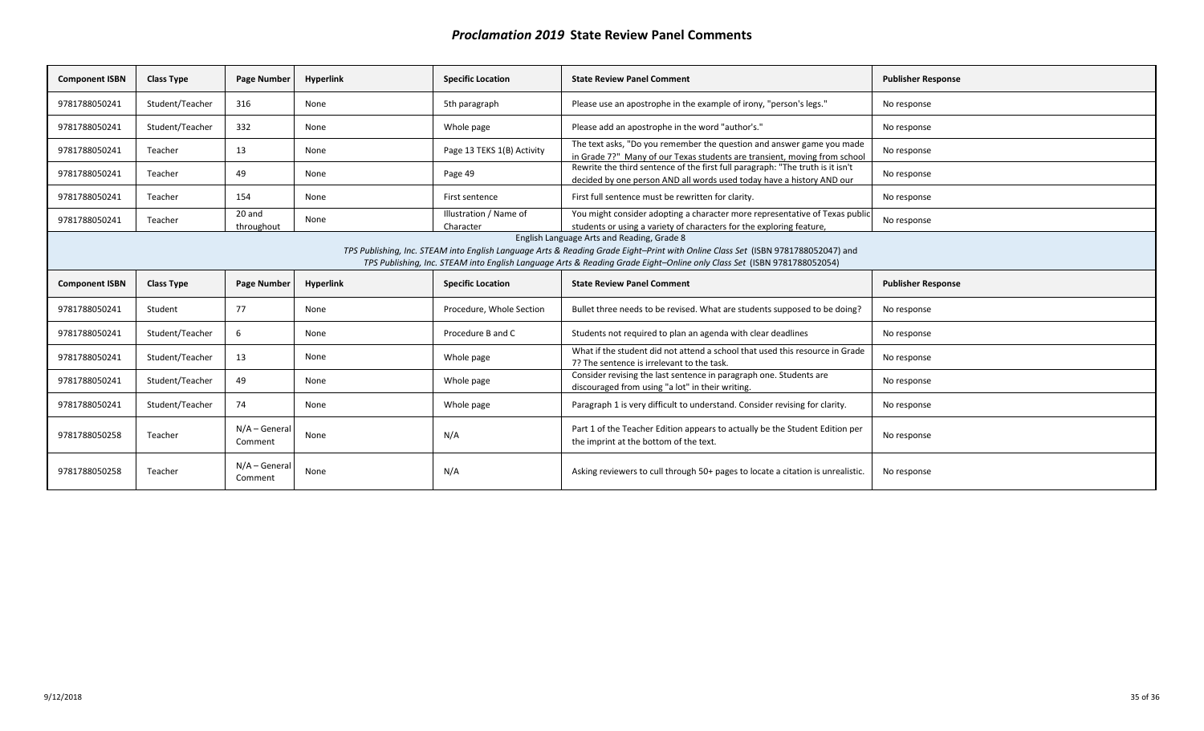# *Proclamation 2019* State Review Panel Comments

| Component ISBN | Class Type | Page Number | Hyperlink | Specific Location | State Review Panel Comment | Publisher Response |
|---|---|---|---|---|---|---|
| 9781788050241 | Student/Teacher | 316 | None | 5th paragraph | Please use an apostrophe in the example of irony, "person's legs." | No response |
| 9781788050241 | Student/Teacher | 332 | None | Whole page | Please add an apostrophe in the word "author's." | No response |
| 9781788050241 | Teacher | 13 | None | Page 13 TEKS 1(B) Activity | The text asks, "Do you remember the question and answer game you made in Grade 7?" Many of our Texas students are transient, moving from school | No response |
| 9781788050241 | Teacher | 49 | None | Page 49 | Rewrite the third sentence of the first full paragraph: "The truth is it isn't decided by one person AND all words used today have a history AND our | No response |
| 9781788050241 | Teacher | 154 | None | First sentence | First full sentence must be rewritten for clarity. | No response |
| 9781788050241 | Teacher | 20 and throughout | None | Illustration / Name of Character | You might consider adopting a character more representative of Texas public students or using a variety of characters for the exploring feature, | No response |

English Language Arts and Reading, Grade 8

*TPS Publishing, Inc. STEAM into English Language Arts & Reading Grade Eight–Print with Online Class Set (ISBN 9781788052047) and*
*TPS Publishing, Inc. STEAM into English Language Arts & Reading Grade Eight–Online only Class Set (ISBN 9781788052054)*

| Component ISBN | Class Type | Page Number | Hyperlink | Specific Location | State Review Panel Comment | Publisher Response |
|---|---|---|---|---|---|---|
| 9781788050241 | Student | 77 | None | Procedure, Whole Section | Bullet three needs to be revised. What are students supposed to be doing? | No response |
| 9781788050241 | Student/Teacher | 6 | None | Procedure B and C | Students not required to plan an agenda with clear deadlines | No response |
| 9781788050241 | Student/Teacher | 13 | None | Whole page | What if the student did not attend a school that used this resource in Grade 7? The sentence is irrelevant to the task. | No response |
| 9781788050241 | Student/Teacher | 49 | None | Whole page | Consider revising the last sentence in paragraph one. Students are discouraged from using "a lot" in their writing. | No response |
| 9781788050241 | Student/Teacher | 74 | None | Whole page | Paragraph 1 is very difficult to understand. Consider revising for clarity. | No response |
| 9781788050258 | Teacher | N/A – General Comment | None | N/A | Part 1 of the Teacher Edition appears to actually be the Student Edition per the imprint at the bottom of the text. | No response |
| 9781788050258 | Teacher | N/A – General Comment | None | N/A | Asking reviewers to cull through 50+ pages to locate a citation is unrealistic. | No response |

9/12/2018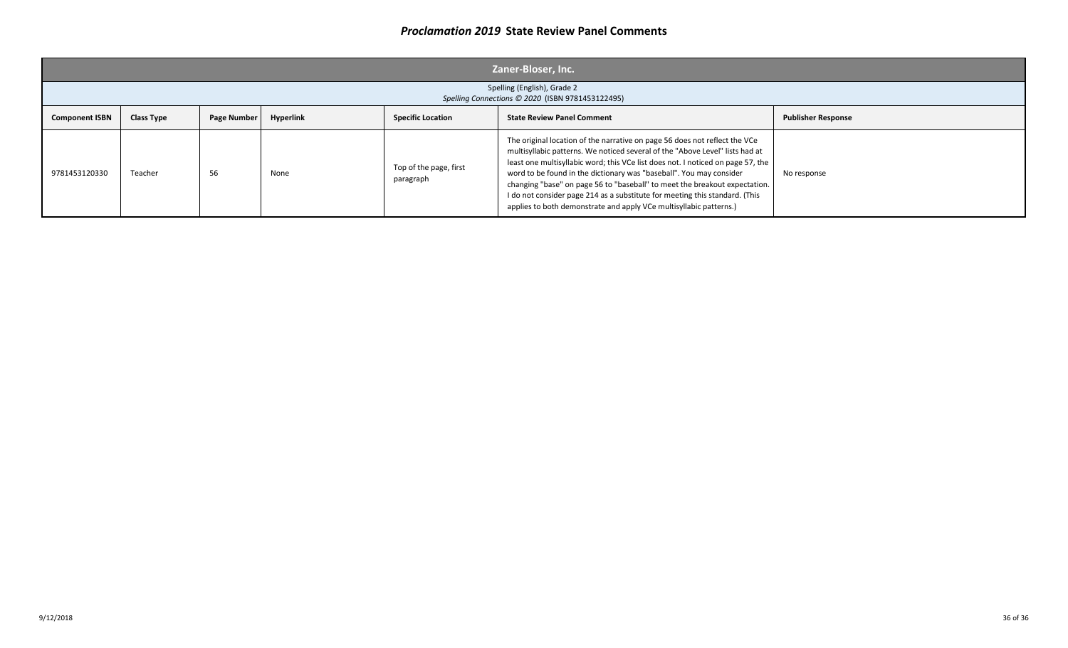## *Proclamation 2019* State Review Panel Comments

| Zaner-Bloser, Inc. | | | | | | |
|---|---|---|---|---|---|---|
| Spelling (English), Grade 2 *Spelling Connections © 2020* (ISBN 9781453122495) | | | | | | |
| **Component ISBN** | **Class Type** | **Page Number** | **Hyperlink** | **Specific Location** | **State Review Panel Comment** | **Publisher Response** |
| 9781453120330 | Teacher | 56 | None | Top of the page, first paragraph | The original location of the narrative on page 56 does not reflect the VCe multisyllabic patterns. We noticed several of the "Above Level" lists had at least one multisyllabic word; this VCe list does not. I noticed on page 57, the word to be found in the dictionary was "baseball". You may consider changing "base" on page 56 to "baseball" to meet the breakout expectation. I do not consider page 214 as a substitute for meeting this standard. (This applies to both demonstrate and apply VCe multisyllabic patterns.) | No response |